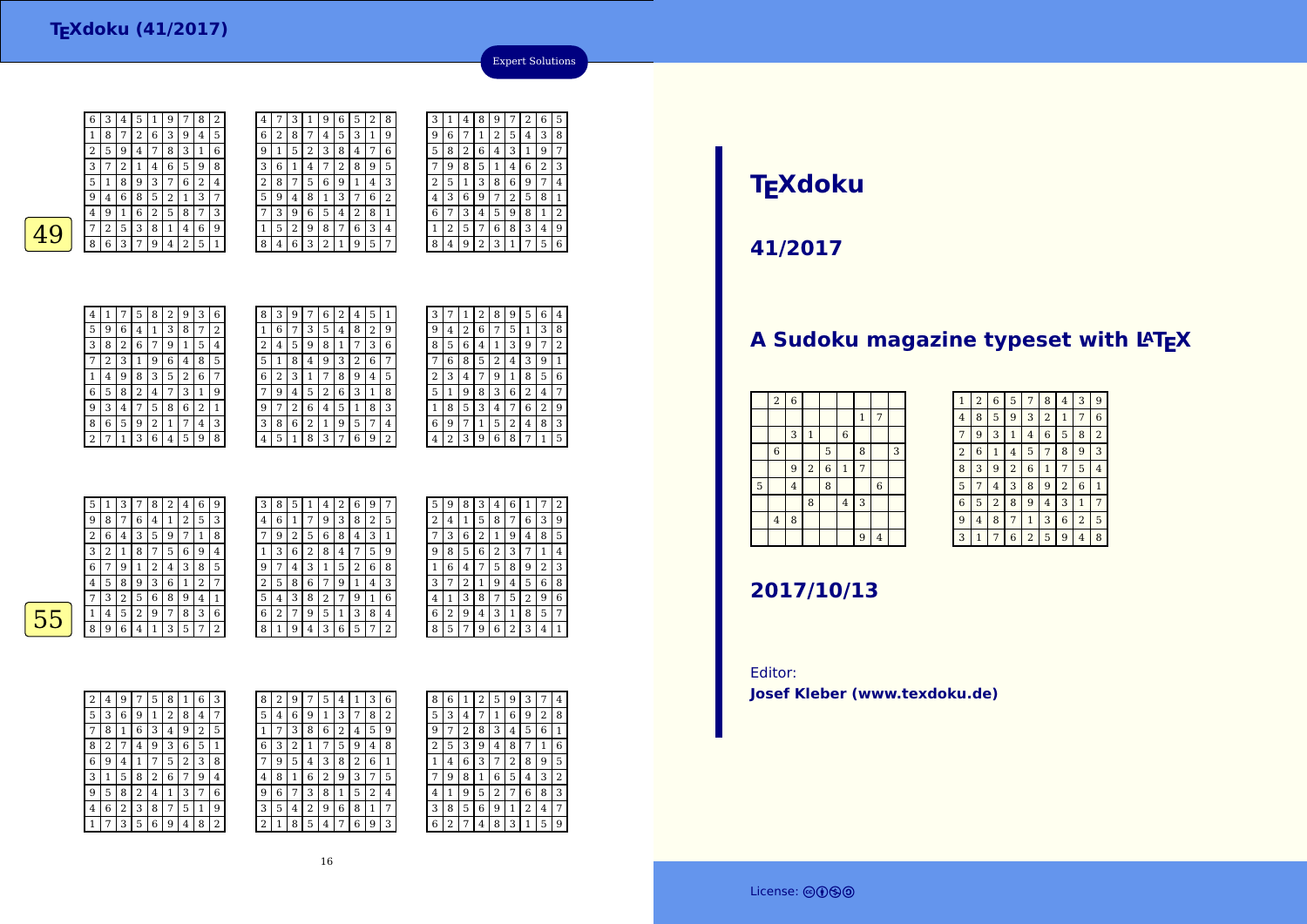## Expert Solutions

**49**

| 6 | 3 | 4 | 5 | 1 | 9 | 7 | 8 | 2 |
|---|---|---|---|---|---|---|---|---|
| 1 | 8 | 7 | 2 | 6 | 3 | 9 | 4 | 5 |
| 2 | 5 | 9 | 4 | 7 | 8 | 3 | 1 | 6 |
| 3 | 7 | 2 | 1 | 4 | 6 | 5 | 9 | 8 |
| 5 | 1 | 8 | 9 | 3 | 7 | 6 | 2 | 4 |
| 9 | 4 | 6 | 8 | 5 | 2 | 1 | 3 | 7 |
| 4 | 9 | 1 | 6 | 2 | 5 | 8 | 7 | 3 |
| 7 | 2 | 5 | 3 | 8 | 1 | 4 | 6 | 9 |
| 8 | 6 | 3 | 7 | 9 | 4 | 2 | 5 | 1 |

| 4 | 7 | 3 | 1 | 9 | 6 | 5 | 2 | 8 |
|---|---|---|---|---|---|---|---|---|
| 6 | 2 | 8 | 7 | 4 | 5 | 3 | 1 | 9 |
| 9 | 1 | 5 | 2 | 3 | 8 | 4 | 7 | 6 |
| 3 | 6 | 1 | 4 | 7 | 2 | 8 | 9 | 5 |
| 2 | 8 | 7 | 5 | 6 | 9 | 1 | 4 | 3 |
| 5 | 9 | 4 | 8 | 1 | 3 | 7 | 6 | 2 |
| 7 | 3 | 9 | 6 | 5 | 4 | 2 | 8 | 1 |
| 1 | 5 | 2 | 9 | 8 | 7 | 6 | 3 | 4 |
| 8 | 4 | 6 | 3 | 2 | 1 | 9 | 5 | 7 |

| 3 | 1 | 4 | 8 | 9 | 7 | 2 | 6 | 5 |
|---|---|---|---|---|---|---|---|---|
| 9 | 6 | 7 | 1 | 2 | 5 | 4 | 3 | 8 |
| 5 | 8 | 2 | 6 | 4 | 3 | 1 | 9 | 7 |
| 7 | 9 | 8 | 5 | 1 | 4 | 6 | 2 | 3 |
| 2 | 5 | 1 | 3 | 8 | 6 | 9 | 7 | 4 |
| 4 | 3 | 6 | 9 | 7 | 2 | 5 | 8 | 1 |
| 6 | 7 | 3 | 4 | 5 | 9 | 8 | 1 | 2 |
| 1 | 2 | 5 | 7 | 6 | 8 | 3 | 4 | 9 |
| 8 | 4 | 9 | 2 | 3 | 1 | 7 | 5 | 6 |

| 4 | 1 | 7 | 5 | 8 | 2 | 9 | 3 | 6 |
|---|---|---|---|---|---|---|---|---|
| 5 | 9 | 6 | 4 | 1 | 3 | 8 | 7 | 2 |
| 3 | 8 | 2 | 6 | 7 | 9 | 1 | 5 | 4 |
| 7 | 2 | 3 | 1 | 9 | 6 | 4 | 8 | 5 |
| 1 | 4 | 9 | 8 | 3 | 5 | 2 | 6 | 7 |
| 6 | 5 | 8 | 2 | 4 | 7 | 3 | 1 | 9 |
| 9 | 3 | 4 | 7 | 5 | 8 | 6 | 2 | 1 |
| 8 | 6 | 5 | 9 | 2 | 1 | 7 | 4 | 3 |
| 2 | 7 | 1 | 3 | 6 | 4 | 5 | 9 | 8 |

| 8 | 3 | 9 | 7 | 6 | 2 | 4 | 5 | 1 |
|---|---|---|---|---|---|---|---|---|
| 1 | 6 | 7 | 3 | 5 | 4 | 8 | 2 | 9 |
| 2 | 4 | 5 | 9 | 8 | 1 | 7 | 3 | 6 |
| 5 | 1 | 8 | 4 | 9 | 3 | 2 | 6 | 7 |
| 6 | 2 | 3 | 1 | 7 | 8 | 9 | 4 | 5 |
| 7 | 9 | 4 | 5 | 2 | 6 | 3 | 1 | 8 |
| 9 | 7 | 2 | 6 | 4 | 5 | 1 | 8 | 3 |
| 3 | 8 | 6 | 2 | 1 | 9 | 5 | 7 | 4 |
| 4 | 5 | 1 | 8 | 3 | 7 | 6 | 9 | 2 |

| 3 | 7 | 1 | 2 | 8 | 9 | 5 | 6 | 4 |
|---|---|---|---|---|---|---|---|---|
| 9 | 4 | 2 | 6 | 7 | 5 | 1 | 3 | 8 |
| 8 | 5 | 6 | 4 | 1 | 3 | 9 | 7 | 2 |
| 7 | 6 | 8 | 5 | 2 | 4 | 3 | 9 | 1 |
| 2 | 3 | 4 | 7 | 9 | 1 | 8 | 5 | 6 |
| 5 | 1 | 9 | 8 | 3 | 6 | 2 | 4 | 7 |
| 1 | 8 | 5 | 3 | 4 | 7 | 6 | 2 | 9 |
| 6 | 9 | 7 | 1 | 5 | 2 | 4 | 8 | 3 |
| 4 | 2 | 3 | 9 | 6 | 8 | 7 | 1 | 5 |

**55**

| 5 | 1 | 3 | 7 | 8 | 2 | 4 | 6 | 9 |
|---|---|---|---|---|---|---|---|---|
| 9 | 8 | 7 | 6 | 4 | 1 | 2 | 5 | 3 |
| 2 | 6 | 4 | 3 | 5 | 9 | 7 | 1 | 8 |
| 3 | 2 | 1 | 8 | 7 | 5 | 6 | 9 | 4 |
| 6 | 7 | 9 | 1 | 2 | 4 | 3 | 8 | 5 |
| 4 | 5 | 8 | 9 | 3 | 6 | 1 | 2 | 7 |
| 7 | 3 | 2 | 5 | 6 | 8 | 9 | 4 | 1 |
| 1 | 4 | 5 | 2 | 9 | 7 | 8 | 3 | 6 |
| 8 | 9 | 6 | 4 | 1 | 3 | 5 | 7 | 2 |

| 3 | 8 | 5 | 1 | 4 | 2 | 6 | 9 | 7 |
|---|---|---|---|---|---|---|---|---|
| 4 | 6 | 1 | 7 | 9 | 3 | 8 | 2 | 5 |
| 7 | 9 | 2 | 5 | 6 | 8 | 4 | 3 | 1 |
| 1 | 3 | 6 | 2 | 8 | 4 | 7 | 5 | 9 |
| 9 | 7 | 4 | 3 | 1 | 5 | 2 | 6 | 8 |
| 2 | 5 | 8 | 6 | 7 | 9 | 1 | 4 | 3 |
| 5 | 4 | 3 | 8 | 2 | 7 | 9 | 1 | 6 |
| 6 | 2 | 7 | 9 | 5 | 1 | 3 | 8 | 4 |
| 8 | 1 | 9 | 4 | 3 | 6 | 5 | 7 | 2 |

| 5 | 9 | 8 | 3 | 4 | 6 | 1 | 7 | 2 |
|---|---|---|---|---|---|---|---|---|
| 2 | 4 | 1 | 5 | 8 | 7 | 6 | 3 | 9 |
| 7 | 3 | 6 | 2 | 1 | 9 | 4 | 8 | 5 |
| 9 | 8 | 5 | 6 | 2 | 3 | 7 | 1 | 4 |
| 1 | 6 | 4 | 7 | 5 | 8 | 9 | 2 | 3 |
| 3 | 7 | 2 | 1 | 9 | 4 | 5 | 6 | 8 |
| 4 | 1 | 3 | 8 | 7 | 5 | 2 | 9 | 6 |
| 6 | 2 | 9 | 4 | 3 | 1 | 8 | 5 | 7 |
| 8 | 5 | 7 | 9 | 6 | 2 | 3 | 4 | 1 |

| 2 | 4 | 9 | 7 | 5 | 8 | 1 | 6 | 3 |
|---|---|---|---|---|---|---|---|---|
| 5 | 3 | 6 | 9 | 1 | 2 | 8 | 4 | 7 |
| 7 | 8 | 1 | 6 | 3 | 4 | 9 | 2 | 5 |
| 8 | 2 | 7 | 4 | 9 | 3 | 6 | 5 | 1 |
| 6 | 9 | 4 | 1 | 7 | 5 | 2 | 3 | 8 |
| 3 | 1 | 5 | 8 | 2 | 6 | 7 | 9 | 4 |
| 9 | 5 | 8 | 2 | 4 | 1 | 3 | 7 | 6 |
| 4 | 6 | 2 | 3 | 8 | 7 | 5 | 1 | 9 |
| 1 | 7 | 3 | 5 | 6 | 9 | 4 | 8 | 2 |

| 8 | 2 | 9 | 7 | 5 | 4 | 1 | 3 | 6 |
|---|---|---|---|---|---|---|---|---|
| 5 | 4 | 6 | 9 | 1 | 3 | 7 | 8 | 2 |
| 1 | 7 | 3 | 8 | 6 | 2 | 4 | 5 | 9 |
| 6 | 3 | 2 | 1 | 7 | 5 | 9 | 4 | 8 |
| 7 | 9 | 5 | 4 | 3 | 8 | 2 | 6 | 1 |
| 4 | 8 | 1 | 6 | 2 | 9 | 3 | 7 | 5 |
| 9 | 6 | 7 | 3 | 8 | 1 | 5 | 2 | 4 |
| 3 | 5 | 4 | 2 | 9 | 6 | 8 | 1 | 7 |
| 2 | 1 | 8 | 5 | 4 | 7 | 6 | 9 | 3 |

| 8 | 6 | 1 | 2 | 5 | 9 | 3 | 7 | 4 |
|---|---|---|---|---|---|---|---|---|
| 5 | 3 | 4 | 7 | 1 | 6 | 9 | 2 | 8 |
| 9 | 7 | 2 | 8 | 3 | 4 | 5 | 6 | 1 |
| 2 | 5 | 3 | 9 | 4 | 8 | 7 | 1 | 6 |
| 1 | 4 | 6 | 3 | 7 | 2 | 8 | 9 | 5 |
| 7 | 9 | 8 | 1 | 6 | 5 | 4 | 3 | 2 |
| 4 | 1 | 9 | 5 | 2 | 7 | 6 | 8 | 3 |
| 3 | 8 | 5 | 6 | 9 | 1 | 2 | 4 | 7 |
| 6 | 2 | 7 | 4 | 8 | 3 | 1 | 5 | 9 |

# TEXdoku

## 41/2017

## A Sudoku magazine typeset with LATEX

|   | 2 | 6 |   |   |   |   |   |   |
|---|---|---|---|---|---|---|---|---|
|   |   |   |   |   |   | 1 | 7 |   |
|   |   | 3 | 1 |   | 6 |   |   |   |
|   | 6 |   |   | 5 |   | 8 |   | 3 |
|   |   | 9 | 2 | 6 | 1 | 7 |   |   |
| 5 |   | 4 |   | 8 |   |   | 6 |   |
|   |   |   | 8 |   | 4 | 3 |   |   |
|   | 4 | 8 |   |   |   |   |   |   |
|   |   |   |   |   |   | 9 | 4 |   |

| 1 | 2 | 6 | 5 | 7 | 8 | 4 | 3 | 9 |
|---|---|---|---|---|---|---|---|---|
| 4 | 8 | 5 | 9 | 3 | 2 | 1 | 7 | 6 |
| 7 | 9 | 3 | 1 | 4 | 6 | 5 | 8 | 2 |
| 2 | 6 | 1 | 4 | 5 | 7 | 8 | 9 | 3 |
| 8 | 3 | 9 | 2 | 6 | 1 | 7 | 5 | 4 |
| 5 | 7 | 4 | 3 | 8 | 9 | 2 | 6 | 1 |
| 6 | 5 | 2 | 8 | 9 | 4 | 3 | 1 | 7 |
| 9 | 4 | 8 | 7 | 1 | 3 | 6 | 2 | 5 |
| 3 | 1 | 7 | 6 | 2 | 5 | 9 | 4 | 8 |

## 2017/10/13

Editor:
**Josef Kleber (www.texdoku.de)**

License: cc by nc sa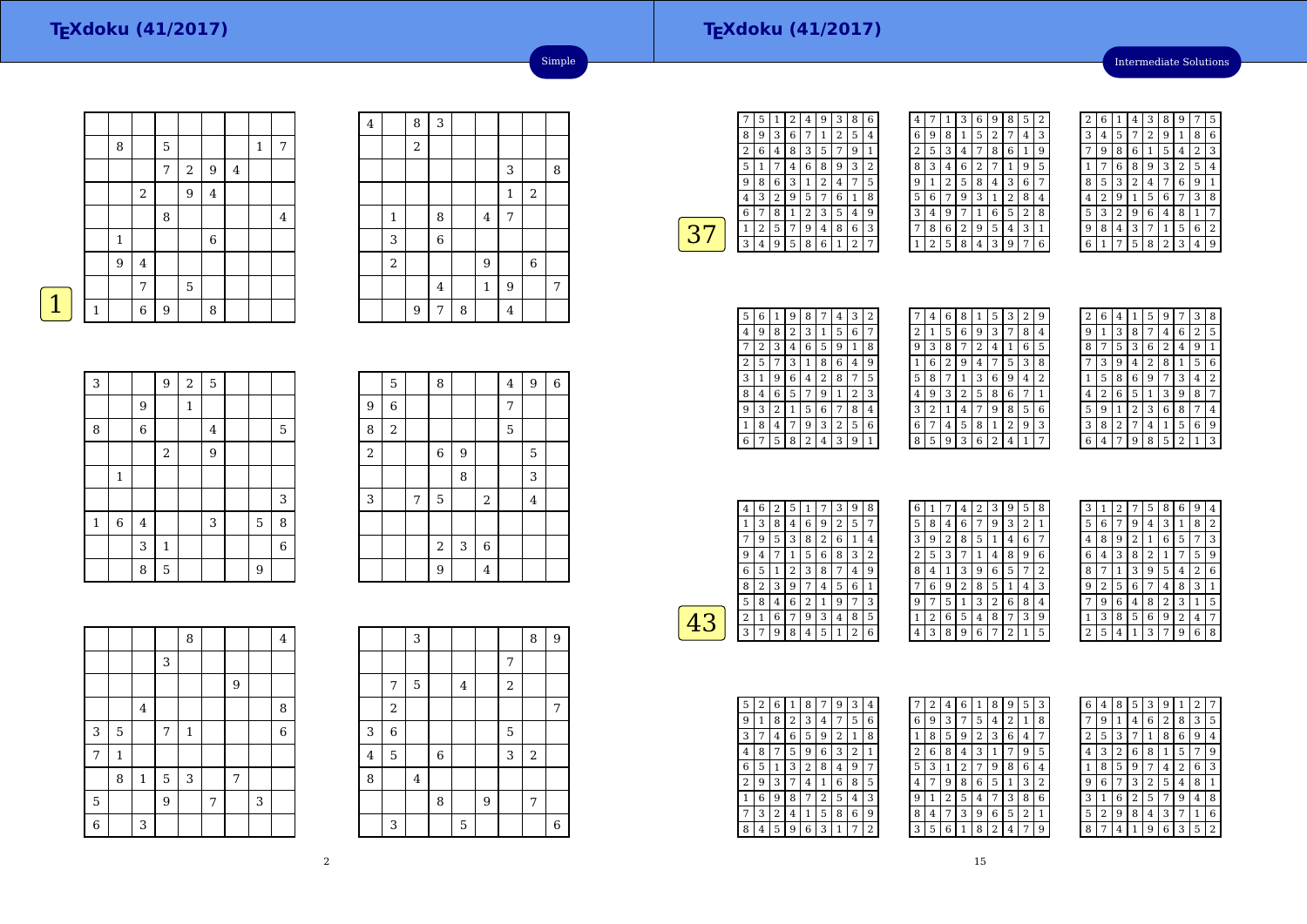## Simple

### 1

|   |   |   |   |   |   |   |   |   |
|---|---|---|---|---|---|---|---|---|
|   | 8 |   | 5 |   |   |   | 1 | 7 |
|   |   |   | 7 | 2 | 9 | 4 |   |   |
|   |   | 2 |   | 9 | 4 |   |   |   |
|   |   |   | 8 |   |   |   |   | 4 |
|   | 1 |   |   |   | 6 |   |   |   |
|   | 9 | 4 |   |   |   |   |   |   |
|   |   | 7 |   | 5 |   |   |   |   |
| 1 |   | 6 | 9 |   | 8 |   |   |   |

| 4 |   | 8 | 3 |   |   |   |   |   |
|---|---|---|---|---|---|---|---|---|
|   |   | 2 |   |   |   |   |   |   |
|   |   |   |   |   |   | 3 |   | 8 |
|   |   |   |   |   |   | 1 | 2 |   |
|   | 1 |   | 8 |   | 4 | 7 |   |   |
|   | 3 |   | 6 |   |   |   |   |   |
|   | 2 |   |   |   | 9 |   | 6 |   |
|   |   |   | 4 |   | 1 | 9 |   | 7 |
|   |   | 9 | 7 | 8 |   | 4 |   |   |

| 3 |   |   | 9 | 2 | 5 |   |   |   |
|---|---|---|---|---|---|---|---|---|
|   |   | 9 |   | 1 |   |   |   |   |
| 8 |   | 6 |   |   | 4 |   |   | 5 |
|   |   |   | 2 |   | 9 |   |   |   |
|   | 1 |   |   |   |   |   |   |   |
|   |   |   |   |   |   |   |   | 3 |
| 1 | 6 | 4 |   |   | 3 |   | 5 | 8 |
|   |   | 3 | 1 |   |   |   |   | 6 |
|   |   | 8 | 5 |   |   |   | 9 |   |

|   | 5 |   | 8 |   |   | 4 | 9 | 6 |
|---|---|---|---|---|---|---|---|---|
| 9 | 6 |   |   |   |   | 7 |   |   |
| 8 | 2 |   |   |   |   | 5 |   |   |
| 2 |   |   | 6 | 9 |   |   | 5 |   |
|   |   |   |   | 8 |   |   | 3 |   |
| 3 |   | 7 | 5 |   | 2 |   | 4 |   |
|   |   |   |   |   |   |   |   |   |
|   |   |   | 2 | 3 | 6 |   |   |   |
|   |   |   | 9 |   | 4 |   |   |   |

|   |   |   |   | 8 |   |   |   | 4 |
|---|---|---|---|---|---|---|---|---|
|   |   |   | 3 |   |   |   |   |   |
|   |   |   |   |   |   | 9 |   |   |
|   |   | 4 |   |   |   |   |   | 8 |
| 3 | 5 |   | 7 | 1 |   |   |   | 6 |
| 7 | 1 |   |   |   |   |   |   |   |
|   | 8 | 1 | 5 | 3 |   | 7 |   |   |
| 5 |   |   | 9 |   | 7 |   | 3 |   |
| 6 |   | 3 |   |   |   |   |   |   |

|   |   | 3 |   |   |   |   | 8 | 9 |
|---|---|---|---|---|---|---|---|---|
|   |   |   |   |   |   | 7 |   |   |
|   | 7 | 5 |   | 4 |   | 2 |   |   |
|   | 2 |   |   |   |   |   |   | 7 |
| 3 | 6 |   |   |   |   | 5 |   |   |
| 4 | 5 |   | 6 |   |   | 3 | 2 |   |
| 8 |   | 4 |   |   |   |   |   |   |
|   |   |   | 8 |   | 9 |   | 7 |   |
|   | 3 |   |   | 5 |   |   |   | 6 |

## Intermediate Solutions

### 37

| 7 | 5 | 1 | 2 | 4 | 9 | 3 | 8 | 6 |
|---|---|---|---|---|---|---|---|---|
| 8 | 9 | 3 | 6 | 7 | 1 | 2 | 5 | 4 |
| 2 | 6 | 4 | 8 | 3 | 5 | 7 | 9 | 1 |
| 5 | 1 | 7 | 4 | 6 | 8 | 9 | 3 | 2 |
| 9 | 8 | 6 | 3 | 1 | 2 | 4 | 7 | 5 |
| 4 | 3 | 2 | 9 | 5 | 7 | 6 | 1 | 8 |
| 6 | 7 | 8 | 1 | 2 | 3 | 5 | 4 | 9 |
| 1 | 2 | 5 | 7 | 9 | 4 | 8 | 6 | 3 |
| 3 | 4 | 9 | 5 | 8 | 6 | 1 | 2 | 7 |

| 4 | 7 | 1 | 3 | 6 | 9 | 8 | 5 | 2 |
|---|---|---|---|---|---|---|---|---|
| 6 | 9 | 8 | 1 | 5 | 2 | 7 | 4 | 3 |
| 2 | 5 | 3 | 4 | 7 | 8 | 6 | 1 | 9 |
| 8 | 3 | 4 | 6 | 2 | 7 | 1 | 9 | 5 |
| 9 | 1 | 2 | 5 | 8 | 4 | 3 | 6 | 7 |
| 5 | 6 | 7 | 9 | 3 | 1 | 2 | 8 | 4 |
| 3 | 4 | 9 | 7 | 1 | 6 | 5 | 2 | 8 |
| 7 | 8 | 6 | 2 | 9 | 5 | 4 | 3 | 1 |
| 1 | 2 | 5 | 8 | 4 | 3 | 9 | 7 | 6 |

| 2 | 6 | 1 | 4 | 3 | 8 | 9 | 7 | 5 |
|---|---|---|---|---|---|---|---|---|
| 3 | 4 | 5 | 7 | 2 | 9 | 1 | 8 | 6 |
| 7 | 9 | 8 | 6 | 1 | 5 | 4 | 2 | 3 |
| 1 | 7 | 6 | 8 | 9 | 3 | 2 | 5 | 4 |
| 8 | 5 | 3 | 2 | 4 | 7 | 6 | 9 | 1 |
| 4 | 2 | 9 | 1 | 5 | 6 | 7 | 3 | 8 |
| 5 | 3 | 2 | 9 | 6 | 4 | 8 | 1 | 7 |
| 9 | 8 | 4 | 3 | 7 | 1 | 5 | 6 | 2 |
| 6 | 1 | 7 | 5 | 8 | 2 | 3 | 4 | 9 |

| 5 | 6 | 1 | 9 | 8 | 7 | 4 | 3 | 2 |
|---|---|---|---|---|---|---|---|---|
| 4 | 9 | 8 | 2 | 3 | 1 | 5 | 6 | 7 |
| 7 | 2 | 3 | 4 | 6 | 5 | 9 | 1 | 8 |
| 2 | 5 | 7 | 3 | 1 | 8 | 6 | 4 | 9 |
| 3 | 1 | 9 | 6 | 4 | 2 | 8 | 7 | 5 |
| 8 | 4 | 6 | 5 | 7 | 9 | 1 | 2 | 3 |
| 9 | 3 | 2 | 1 | 5 | 6 | 7 | 8 | 4 |
| 1 | 8 | 4 | 7 | 9 | 3 | 2 | 5 | 6 |
| 6 | 7 | 5 | 8 | 2 | 4 | 3 | 9 | 1 |

| 7 | 4 | 6 | 8 | 1 | 5 | 3 | 2 | 9 |
|---|---|---|---|---|---|---|---|---|
| 2 | 1 | 5 | 6 | 9 | 3 | 7 | 8 | 4 |
| 9 | 3 | 8 | 7 | 2 | 4 | 1 | 6 | 5 |
| 1 | 6 | 2 | 9 | 4 | 7 | 5 | 3 | 8 |
| 5 | 8 | 7 | 1 | 3 | 6 | 9 | 4 | 2 |
| 4 | 9 | 3 | 2 | 5 | 8 | 6 | 7 | 1 |
| 3 | 2 | 1 | 4 | 7 | 9 | 8 | 5 | 6 |
| 6 | 7 | 4 | 5 | 8 | 1 | 2 | 9 | 3 |
| 8 | 5 | 9 | 3 | 6 | 2 | 4 | 1 | 7 |

| 2 | 6 | 4 | 1 | 5 | 9 | 7 | 3 | 8 |
|---|---|---|---|---|---|---|---|---|
| 9 | 1 | 3 | 8 | 7 | 4 | 6 | 2 | 5 |
| 8 | 7 | 5 | 3 | 6 | 2 | 4 | 9 | 1 |
| 7 | 3 | 9 | 4 | 2 | 8 | 1 | 5 | 6 |
| 1 | 5 | 8 | 6 | 9 | 7 | 3 | 4 | 2 |
| 4 | 2 | 6 | 5 | 1 | 3 | 9 | 8 | 7 |
| 5 | 9 | 1 | 2 | 3 | 6 | 8 | 7 | 4 |
| 3 | 8 | 2 | 7 | 4 | 1 | 5 | 6 | 9 |
| 6 | 4 | 7 | 9 | 8 | 5 | 2 | 1 | 3 |

### 43

| 4 | 6 | 2 | 5 | 1 | 7 | 3 | 9 | 8 |
|---|---|---|---|---|---|---|---|---|
| 1 | 3 | 8 | 4 | 6 | 9 | 2 | 5 | 7 |
| 7 | 9 | 5 | 3 | 8 | 2 | 6 | 1 | 4 |
| 9 | 4 | 7 | 1 | 5 | 6 | 8 | 3 | 2 |
| 6 | 5 | 1 | 2 | 3 | 8 | 7 | 4 | 9 |
| 8 | 2 | 3 | 9 | 7 | 4 | 5 | 6 | 1 |
| 5 | 8 | 4 | 6 | 2 | 1 | 9 | 7 | 3 |
| 2 | 1 | 6 | 7 | 9 | 3 | 4 | 8 | 5 |
| 3 | 7 | 9 | 8 | 4 | 5 | 1 | 2 | 6 |

| 6 | 1 | 7 | 4 | 2 | 3 | 9 | 5 | 8 |
|---|---|---|---|---|---|---|---|---|
| 5 | 8 | 4 | 6 | 7 | 9 | 3 | 2 | 1 |
| 3 | 9 | 2 | 8 | 5 | 1 | 4 | 6 | 7 |
| 2 | 5 | 3 | 7 | 1 | 4 | 8 | 9 | 6 |
| 8 | 4 | 1 | 3 | 9 | 6 | 5 | 7 | 2 |
| 7 | 6 | 9 | 2 | 8 | 5 | 1 | 4 | 3 |
| 9 | 7 | 5 | 1 | 3 | 2 | 6 | 8 | 4 |
| 1 | 2 | 6 | 5 | 4 | 8 | 7 | 3 | 9 |
| 4 | 3 | 8 | 9 | 6 | 7 | 2 | 1 | 5 |

| 3 | 1 | 2 | 7 | 5 | 8 | 6 | 9 | 4 |
|---|---|---|---|---|---|---|---|---|
| 5 | 6 | 7 | 9 | 4 | 3 | 1 | 8 | 2 |
| 4 | 8 | 9 | 2 | 1 | 6 | 5 | 7 | 3 |
| 6 | 4 | 3 | 8 | 2 | 1 | 7 | 5 | 9 |
| 8 | 7 | 1 | 3 | 9 | 5 | 4 | 2 | 6 |
| 9 | 2 | 5 | 6 | 7 | 4 | 8 | 3 | 1 |
| 7 | 9 | 6 | 4 | 8 | 2 | 3 | 1 | 5 |
| 1 | 3 | 8 | 5 | 6 | 9 | 2 | 4 | 7 |
| 2 | 5 | 4 | 1 | 3 | 7 | 9 | 6 | 8 |

| 5 | 2 | 6 | 1 | 8 | 7 | 9 | 3 | 4 |
|---|---|---|---|---|---|---|---|---|
| 9 | 1 | 8 | 2 | 3 | 4 | 7 | 5 | 6 |
| 3 | 7 | 4 | 6 | 5 | 9 | 2 | 1 | 8 |
| 4 | 8 | 7 | 5 | 9 | 6 | 3 | 2 | 1 |
| 6 | 5 | 1 | 3 | 2 | 8 | 4 | 9 | 7 |
| 2 | 9 | 3 | 7 | 4 | 1 | 6 | 8 | 5 |
| 1 | 6 | 9 | 8 | 7 | 2 | 5 | 4 | 3 |
| 7 | 3 | 2 | 4 | 1 | 5 | 8 | 6 | 9 |
| 8 | 4 | 5 | 9 | 6 | 3 | 1 | 7 | 2 |

| 7 | 2 | 4 | 6 | 1 | 8 | 9 | 5 | 3 |
|---|---|---|---|---|---|---|---|---|
| 6 | 9 | 3 | 7 | 5 | 4 | 2 | 1 | 8 |
| 1 | 8 | 5 | 9 | 2 | 3 | 6 | 4 | 7 |
| 2 | 6 | 8 | 4 | 3 | 1 | 7 | 9 | 5 |
| 5 | 3 | 1 | 2 | 7 | 9 | 8 | 6 | 4 |
| 4 | 7 | 9 | 8 | 6 | 5 | 1 | 3 | 2 |
| 9 | 1 | 2 | 5 | 4 | 7 | 3 | 8 | 6 |
| 8 | 4 | 7 | 3 | 9 | 6 | 5 | 2 | 1 |
| 3 | 5 | 6 | 1 | 8 | 2 | 4 | 7 | 9 |

| 6 | 4 | 8 | 5 | 3 | 9 | 1 | 2 | 7 |
|---|---|---|---|---|---|---|---|---|
| 7 | 9 | 1 | 4 | 6 | 2 | 8 | 3 | 5 |
| 2 | 5 | 3 | 7 | 1 | 8 | 6 | 9 | 4 |
| 4 | 3 | 2 | 6 | 8 | 1 | 5 | 7 | 9 |
| 1 | 8 | 5 | 9 | 7 | 4 | 2 | 6 | 3 |
| 9 | 6 | 7 | 3 | 2 | 5 | 4 | 8 | 1 |
| 3 | 1 | 6 | 2 | 5 | 7 | 9 | 4 | 8 |
| 5 | 2 | 9 | 8 | 4 | 3 | 7 | 1 | 6 |
| 8 | 7 | 4 | 1 | 9 | 6 | 3 | 5 | 2 |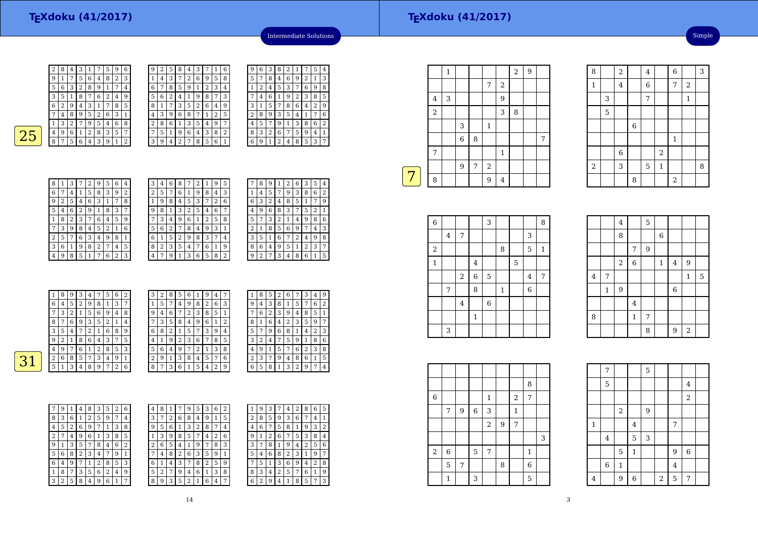# TEXdoku (41/2017)

## Intermediate Solutions

**25**

| 2 | 8 | 4 | 3 | 1 | 7 | 5 | 9 | 6 |
|---|---|---|---|---|---|---|---|---|
| 9 | 1 | 7 | 5 | 6 | 4 | 8 | 2 | 3 |
| 5 | 6 | 3 | 2 | 8 | 9 | 1 | 7 | 4 |
| 3 | 5 | 1 | 8 | 7 | 6 | 2 | 4 | 9 |
| 6 | 2 | 9 | 4 | 3 | 1 | 7 | 8 | 5 |
| 7 | 4 | 8 | 9 | 5 | 2 | 6 | 3 | 1 |
| 1 | 3 | 2 | 7 | 9 | 5 | 4 | 6 | 8 |
| 4 | 9 | 6 | 1 | 2 | 8 | 3 | 5 | 7 |
| 8 | 7 | 5 | 6 | 4 | 3 | 9 | 1 | 2 |

| 9 | 2 | 5 | 8 | 4 | 3 | 7 | 1 | 6 |
|---|---|---|---|---|---|---|---|---|
| 1 | 4 | 3 | 7 | 2 | 6 | 9 | 5 | 8 |
| 6 | 7 | 8 | 5 | 9 | 1 | 2 | 3 | 4 |
| 5 | 6 | 2 | 4 | 1 | 9 | 8 | 7 | 3 |
| 8 | 1 | 7 | 3 | 5 | 2 | 6 | 4 | 9 |
| 4 | 3 | 9 | 6 | 8 | 7 | 1 | 2 | 5 |
| 2 | 8 | 6 | 1 | 3 | 5 | 4 | 9 | 7 |
| 7 | 5 | 1 | 9 | 6 | 4 | 3 | 8 | 2 |
| 3 | 9 | 4 | 2 | 7 | 8 | 5 | 6 | 1 |

| 9 | 6 | 3 | 8 | 2 | 1 | 7 | 5 | 4 |
|---|---|---|---|---|---|---|---|---|
| 5 | 7 | 8 | 4 | 6 | 9 | 2 | 1 | 3 |
| 1 | 2 | 4 | 5 | 3 | 7 | 6 | 9 | 8 |
| 7 | 4 | 6 | 1 | 9 | 2 | 3 | 8 | 5 |
| 3 | 1 | 5 | 7 | 8 | 6 | 4 | 2 | 9 |
| 2 | 8 | 9 | 3 | 5 | 4 | 1 | 7 | 6 |
| 4 | 5 | 7 | 9 | 1 | 3 | 8 | 6 | 2 |
| 8 | 3 | 2 | 6 | 7 | 5 | 9 | 4 | 1 |
| 6 | 9 | 1 | 2 | 4 | 8 | 5 | 3 | 7 |

| 8 | 1 | 3 | 7 | 2 | 9 | 5 | 6 | 4 |
|---|---|---|---|---|---|---|---|---|
| 6 | 7 | 4 | 1 | 5 | 8 | 3 | 9 | 2 |
| 9 | 2 | 5 | 4 | 6 | 3 | 1 | 7 | 8 |
| 5 | 4 | 6 | 2 | 9 | 1 | 8 | 3 | 7 |
| 1 | 8 | 2 | 3 | 7 | 6 | 4 | 5 | 9 |
| 7 | 3 | 9 | 8 | 4 | 5 | 2 | 1 | 6 |
| 2 | 5 | 7 | 6 | 3 | 4 | 9 | 8 | 1 |
| 3 | 6 | 1 | 9 | 8 | 2 | 7 | 4 | 5 |
| 4 | 9 | 8 | 5 | 1 | 7 | 6 | 2 | 3 |

| 3 | 4 | 6 | 8 | 7 | 2 | 1 | 9 | 5 |
|---|---|---|---|---|---|---|---|---|
| 2 | 5 | 7 | 6 | 1 | 9 | 8 | 4 | 3 |
| 1 | 9 | 8 | 4 | 5 | 3 | 7 | 2 | 6 |
| 9 | 8 | 1 | 3 | 2 | 5 | 4 | 6 | 7 |
| 7 | 3 | 4 | 9 | 6 | 1 | 2 | 5 | 8 |
| 5 | 6 | 2 | 7 | 8 | 4 | 9 | 3 | 1 |
| 6 | 1 | 5 | 2 | 9 | 8 | 3 | 7 | 4 |
| 8 | 2 | 3 | 5 | 4 | 7 | 6 | 1 | 9 |
| 4 | 7 | 9 | 1 | 3 | 6 | 5 | 8 | 2 |

| 7 | 8 | 9 | 1 | 2 | 6 | 3 | 5 | 4 |
|---|---|---|---|---|---|---|---|---|
| 1 | 4 | 5 | 7 | 9 | 3 | 8 | 6 | 2 |
| 6 | 3 | 2 | 4 | 8 | 5 | 1 | 7 | 9 |
| 4 | 9 | 6 | 8 | 3 | 7 | 5 | 2 | 1 |
| 5 | 7 | 3 | 2 | 1 | 4 | 9 | 8 | 6 |
| 2 | 1 | 8 | 5 | 6 | 9 | 7 | 4 | 3 |
| 3 | 5 | 1 | 6 | 7 | 2 | 4 | 9 | 8 |
| 8 | 6 | 4 | 9 | 5 | 1 | 2 | 3 | 7 |
| 9 | 2 | 7 | 3 | 4 | 8 | 6 | 1 | 5 |

**31**

| 1 | 8 | 9 | 3 | 4 | 7 | 5 | 6 | 2 |
|---|---|---|---|---|---|---|---|---|
| 6 | 4 | 5 | 2 | 9 | 8 | 1 | 3 | 7 |
| 7 | 3 | 2 | 1 | 5 | 6 | 9 | 4 | 8 |
| 8 | 7 | 6 | 9 | 3 | 5 | 2 | 1 | 4 |
| 3 | 5 | 4 | 7 | 2 | 1 | 6 | 8 | 9 |
| 9 | 2 | 1 | 8 | 6 | 4 | 3 | 7 | 5 |
| 4 | 9 | 7 | 6 | 1 | 2 | 8 | 5 | 3 |
| 2 | 6 | 8 | 5 | 7 | 3 | 4 | 9 | 1 |
| 5 | 1 | 3 | 4 | 8 | 9 | 7 | 2 | 6 |

| 3 | 2 | 8 | 5 | 6 | 1 | 9 | 4 | 7 |
|---|---|---|---|---|---|---|---|---|
| 1 | 5 | 7 | 4 | 9 | 8 | 2 | 6 | 3 |
| 9 | 4 | 6 | 7 | 2 | 3 | 8 | 5 | 1 |
| 7 | 3 | 5 | 8 | 4 | 9 | 6 | 1 | 2 |
| 6 | 8 | 2 | 1 | 5 | 7 | 3 | 9 | 4 |
| 4 | 1 | 9 | 2 | 3 | 6 | 7 | 8 | 5 |
| 5 | 6 | 4 | 9 | 7 | 2 | 1 | 3 | 8 |
| 2 | 9 | 1 | 3 | 8 | 4 | 5 | 7 | 6 |
| 8 | 7 | 3 | 6 | 1 | 5 | 4 | 2 | 9 |

| 1 | 8 | 5 | 2 | 6 | 7 | 3 | 4 | 9 |
|---|---|---|---|---|---|---|---|---|
| 9 | 4 | 3 | 8 | 1 | 5 | 7 | 6 | 2 |
| 7 | 6 | 2 | 3 | 9 | 4 | 8 | 5 | 1 |
| 8 | 1 | 6 | 4 | 2 | 3 | 5 | 9 | 7 |
| 5 | 7 | 9 | 6 | 8 | 1 | 4 | 2 | 3 |
| 3 | 2 | 4 | 7 | 5 | 9 | 1 | 8 | 6 |
| 4 | 9 | 1 | 5 | 7 | 6 | 2 | 3 | 8 |
| 2 | 3 | 7 | 9 | 4 | 8 | 6 | 1 | 5 |
| 6 | 5 | 8 | 1 | 3 | 2 | 9 | 7 | 4 |

| 7 | 9 | 1 | 4 | 8 | 3 | 5 | 2 | 6 |
|---|---|---|---|---|---|---|---|---|
| 8 | 3 | 6 | 1 | 2 | 5 | 9 | 7 | 4 |
| 4 | 5 | 2 | 6 | 9 | 7 | 1 | 3 | 8 |
| 2 | 7 | 4 | 9 | 6 | 1 | 3 | 8 | 5 |
| 9 | 1 | 3 | 5 | 7 | 8 | 4 | 6 | 2 |
| 5 | 6 | 8 | 2 | 3 | 4 | 7 | 9 | 1 |
| 6 | 4 | 9 | 7 | 1 | 2 | 8 | 5 | 3 |
| 1 | 8 | 7 | 3 | 5 | 6 | 2 | 4 | 9 |
| 3 | 2 | 5 | 8 | 4 | 9 | 6 | 1 | 7 |

| 4 | 8 | 1 | 7 | 9 | 5 | 3 | 6 | 2 |
|---|---|---|---|---|---|---|---|---|
| 3 | 7 | 2 | 6 | 8 | 4 | 9 | 1 | 5 |
| 9 | 5 | 6 | 1 | 3 | 2 | 8 | 7 | 4 |
| 1 | 3 | 9 | 8 | 5 | 7 | 4 | 2 | 6 |
| 2 | 6 | 5 | 4 | 1 | 9 | 7 | 8 | 3 |
| 7 | 4 | 8 | 2 | 6 | 3 | 5 | 9 | 1 |
| 6 | 1 | 4 | 3 | 7 | 8 | 2 | 5 | 9 |
| 5 | 2 | 7 | 9 | 4 | 6 | 1 | 3 | 8 |
| 8 | 9 | 3 | 5 | 2 | 1 | 6 | 4 | 7 |

| 1 | 9 | 3 | 7 | 4 | 2 | 8 | 6 | 5 |
|---|---|---|---|---|---|---|---|---|
| 2 | 8 | 5 | 9 | 3 | 6 | 7 | 4 | 1 |
| 4 | 6 | 7 | 5 | 8 | 1 | 9 | 3 | 2 |
| 9 | 1 | 2 | 6 | 7 | 5 | 3 | 8 | 4 |
| 3 | 7 | 8 | 1 | 9 | 4 | 2 | 5 | 6 |
| 5 | 4 | 6 | 8 | 2 | 3 | 1 | 9 | 7 |
| 7 | 5 | 1 | 3 | 6 | 9 | 4 | 2 | 8 |
| 8 | 3 | 4 | 2 | 5 | 7 | 6 | 1 | 9 |
| 6 | 2 | 9 | 4 | 1 | 8 | 5 | 7 | 3 |

# TEXdoku (41/2017)

## Simple

**7**

|   | 1 |   |   |   |   | 2 | 9 |   |
|---|---|---|---|---|---|---|---|---|
|   |   |   |   | 7 | 2 |   |   |   |
| 4 | 3 |   |   |   | 9 |   |   |   |
| 2 |   |   |   |   | 3 | 8 |   |   |
|   |   | 3 |   | 1 |   |   |   |   |
|   |   | 6 | 8 |   |   |   |   | 7 |
| 7 |   |   |   |   | 1 |   |   |   |
|   |   | 9 | 7 | 2 |   |   |   |   |
| 8 |   |   |   | 9 | 4 |   |   |   |

| 8 |   | 2 |   | 4 |   | 6 |   | 3 |
|---|---|---|---|---|---|---|---|---|
| 1 |   | 4 |   | 6 |   | 7 | 2 |   |
|   | 3 |   |   | 7 |   |   | 1 |   |
|   | 5 |   |   |   |   |   |   |   |
|   |   |   | 6 |   |   |   |   |   |
|   |   |   |   |   |   | 1 |   |   |
|   |   | 6 |   |   | 2 |   |   |   |
| 2 |   | 3 |   | 5 | 1 |   |   | 8 |
|   |   |   | 8 |   |   | 2 |   |   |

| 6 |   |   |   | 3 |   |   |   | 8 |
|---|---|---|---|---|---|---|---|---|
|   | 4 | 7 |   |   |   |   | 3 |   |
| 2 |   |   |   |   | 8 |   | 5 | 1 |
| 1 |   |   | 4 |   |   | 5 |   |   |
|   |   | 2 | 6 | 5 |   |   | 4 | 7 |
|   | 7 |   | 8 |   | 1 |   | 6 |   |
|   |   | 4 |   | 6 |   |   |   |   |
|   |   |   | 1 |   |   |   |   |   |
|   | 3 |   |   |   |   |   |   |   |

|   |   | 4 |   | 5 |   |   |   |   |
|---|---|---|---|---|---|---|---|---|
|   |   | 8 |   |   | 6 |   |   |   |
|   |   |   | 7 | 9 |   |   |   |   |
|   |   | 2 | 6 |   | 1 | 4 | 9 |   |
| 4 | 7 |   |   |   |   |   | 1 | 5 |
|   | 1 | 9 |   |   |   | 6 |   |   |
|   |   |   | 4 |   |   |   |   |   |
| 8 |   |   | 1 | 7 |   |   |   |   |
|   |   |   |   | 8 |   | 9 | 2 |   |

|   |   |   |   |   |   |   |   |   |
|---|---|---|---|---|---|---|---|---|
|   |   |   |   |   |   |   | 8 |   |
| 6 |   |   |   | 1 |   | 2 | 7 |   |
|   | 7 | 9 | 6 | 3 |   | 1 |   |   |
|   |   |   |   | 2 | 9 | 7 |   |   |
|   |   |   |   |   |   |   |   | 3 |
| 2 | 6 |   | 5 | 7 |   |   | 1 |   |
|   | 5 | 7 |   |   | 8 |   | 6 |   |
|   | 1 |   | 3 |   |   |   | 5 |   |

|   | 7 |   |   | 5 |   |   |   |   |
|---|---|---|---|---|---|---|---|---|
|   | 5 |   |   |   |   |   | 4 |   |
|   |   |   |   |   |   |   | 2 |   |
|   |   | 2 |   | 9 |   |   |   |   |
| 1 |   |   | 4 |   |   | 7 |   |   |
|   | 4 |   | 5 | 3 |   |   |   |   |
|   |   | 5 | 1 |   |   | 9 | 6 |   |
|   | 6 | 1 |   |   |   | 4 |   |   |
| 4 |   | 9 | 6 |   | 2 | 5 | 7 |   |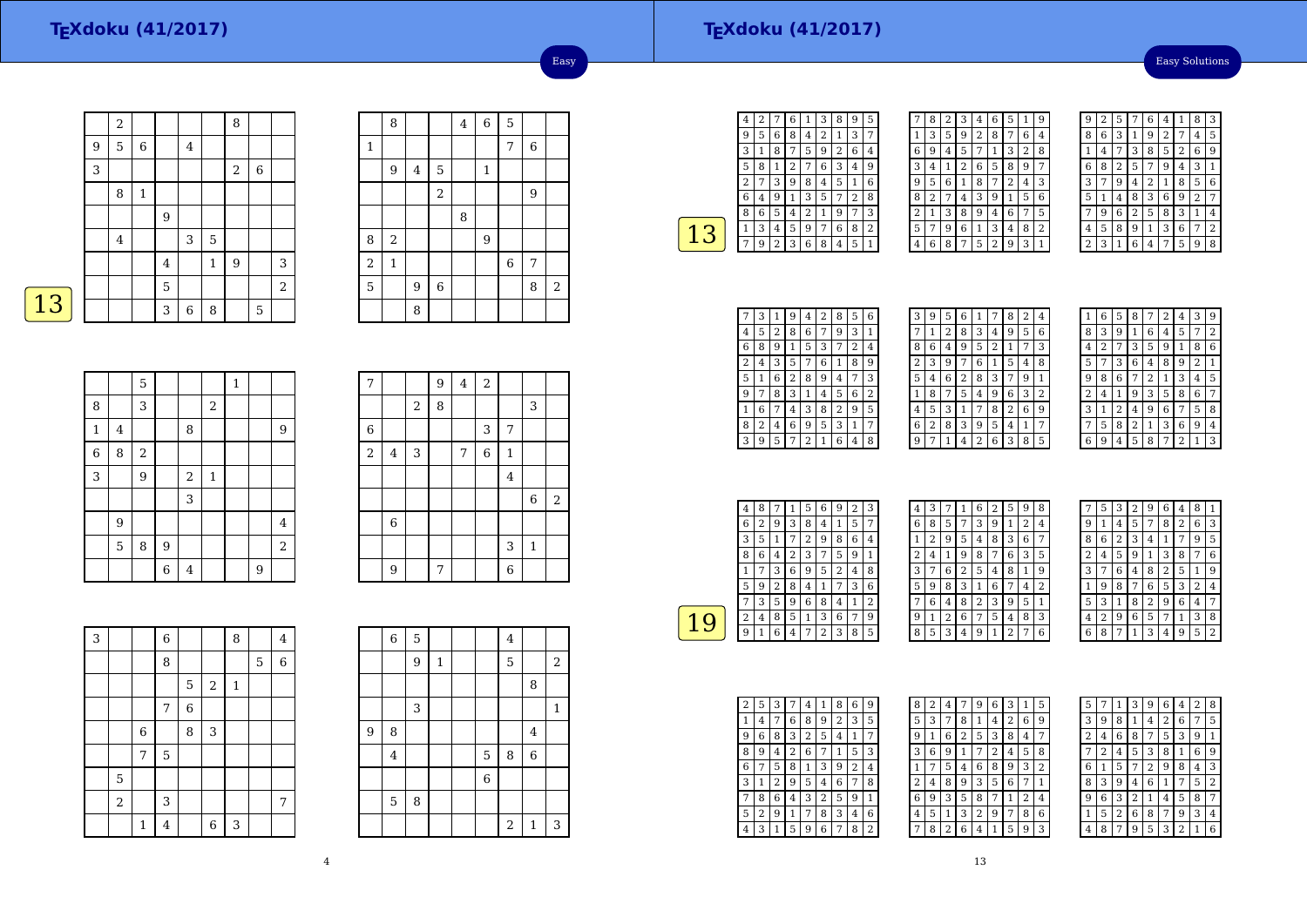# TEXdoku (41/2017)

Easy

## 13

| | | | | | | | | |
|---|---|---|---|---|---|---|---|---|
| | 2 | | | | | 8 | | |
| 9 | 5 | 6 | | 4 | | | | |
| 3 | | | | | | 2 | 6 | |
| | 8 | 1 | | | | | | |
| | | | 9 | | | | | |
| | 4 | | | 3 | 5 | | | |
| | | | 4 | | 1 | 9 | | 3 |
| | | | 5 | | | | | 2 |
| | | | 3 | 6 | 8 | | 5 | |

| | | | | | | | | |
|---|---|---|---|---|---|---|---|---|
| | 8 | | | 4 | 6 | 5 | | |
| 1 | | | | | | 7 | 6 | |
| | 9 | 4 | 5 | | 1 | | | |
| | | | 2 | | | | 9 | |
| | | | | 8 | | | | |
| 8 | 2 | | | | 9 | | | |
| 2 | 1 | | | | | 6 | 7 | |
| 5 | | 9 | 6 | | | | 8 | 2 |
| | | 8 | | | | | | |

| | | | | | | | | |
|---|---|---|---|---|---|---|---|---|
| | | 5 | | | | 1 | | |
| 8 | | 3 | | | 2 | | | |
| 1 | 4 | | | 8 | | | | 9 |
| 6 | 8 | 2 | | | | | | |
| 3 | | 9 | | 2 | 1 | | | |
| | | | | 3 | | | | |
| | 9 | | | | | | | 4 |
| | 5 | 8 | 9 | | | | | 2 |
| | | | 6 | 4 | | | 9 | |

| | | | | | | | | |
|---|---|---|---|---|---|---|---|---|
| 7 | | | 9 | 4 | 2 | | | |
| | | 2 | 8 | | | | 3 | |
| 6 | | | | | 3 | 7 | | |
| 2 | 4 | 3 | | 7 | 6 | 1 | | |
| | | | | | | 4 | | |
| | | | | | | | 6 | 2 |
| | 6 | | | | | | | |
| | | | | | | 3 | 1 | |
| | 9 | | 7 | | | 6 | | |

| | | | | | | | | |
|---|---|---|---|---|---|---|---|---|
| 3 | | | 6 | | | 8 | | 4 |
| | | | 8 | | | | 5 | 6 |
| | | | | 5 | 2 | 1 | | |
| | | | 7 | 6 | | | | |
| | | 6 | | 8 | 3 | | | |
| | | 7 | 5 | | | | | |
| | 5 | | | | | | | |
| | 2 | | 3 | | | | | 7 |
| | | 1 | 4 | | 6 | 3 | | |

| | | | | | | | | |
|---|---|---|---|---|---|---|---|---|
| | 6 | 5 | | | | 4 | | |
| | | 9 | 1 | | | 5 | | 2 |
| | | | | | | | 8 | |
| | | 3 | | | | | | 1 |
| 9 | 8 | | | | | | 4 | |
| | 4 | | | | 5 | 8 | 6 | |
| | | | | | 6 | | | |
| | 5 | 8 | | | | | | |
| | | | | | | 2 | 1 | 3 |

# TEXdoku (41/2017)

Easy Solutions

## 13

| | | | | | | | | |
|---|---|---|---|---|---|---|---|---|
| 4 | 2 | 7 | 6 | 1 | 3 | 8 | 9 | 5 |
| 9 | 5 | 6 | 8 | 4 | 2 | 1 | 3 | 7 |
| 3 | 1 | 8 | 7 | 5 | 9 | 2 | 6 | 4 |
| 5 | 8 | 1 | 2 | 7 | 6 | 3 | 4 | 9 |
| 2 | 7 | 3 | 9 | 8 | 4 | 5 | 1 | 6 |
| 6 | 4 | 9 | 1 | 3 | 5 | 7 | 2 | 8 |
| 8 | 6 | 5 | 4 | 2 | 1 | 9 | 7 | 3 |
| 1 | 3 | 4 | 5 | 9 | 7 | 6 | 8 | 2 |
| 7 | 9 | 2 | 3 | 6 | 8 | 4 | 5 | 1 |

| | | | | | | | | |
|---|---|---|---|---|---|---|---|---|
| 7 | 8 | 2 | 3 | 4 | 6 | 5 | 1 | 9 |
| 1 | 3 | 5 | 9 | 2 | 8 | 7 | 6 | 4 |
| 6 | 9 | 4 | 5 | 7 | 1 | 3 | 2 | 8 |
| 3 | 4 | 1 | 2 | 6 | 5 | 8 | 9 | 7 |
| 9 | 5 | 6 | 1 | 8 | 7 | 2 | 4 | 3 |
| 8 | 2 | 7 | 4 | 3 | 9 | 1 | 5 | 6 |
| 2 | 1 | 3 | 8 | 9 | 4 | 6 | 7 | 5 |
| 5 | 7 | 9 | 6 | 1 | 3 | 4 | 8 | 2 |
| 4 | 6 | 8 | 7 | 5 | 2 | 9 | 3 | 1 |

| | | | | | | | | |
|---|---|---|---|---|---|---|---|---|
| 9 | 2 | 5 | 7 | 6 | 4 | 1 | 8 | 3 |
| 8 | 6 | 3 | 1 | 9 | 2 | 7 | 4 | 5 |
| 1 | 4 | 7 | 3 | 8 | 5 | 2 | 6 | 9 |
| 6 | 8 | 2 | 5 | 7 | 9 | 4 | 3 | 1 |
| 3 | 7 | 9 | 4 | 2 | 1 | 8 | 5 | 6 |
| 5 | 1 | 4 | 8 | 3 | 6 | 9 | 2 | 7 |
| 7 | 9 | 6 | 2 | 5 | 8 | 3 | 1 | 4 |
| 4 | 5 | 8 | 9 | 1 | 3 | 6 | 7 | 2 |
| 2 | 3 | 1 | 6 | 4 | 7 | 5 | 9 | 8 |

| | | | | | | | | |
|---|---|---|---|---|---|---|---|---|
| 7 | 3 | 1 | 9 | 4 | 2 | 8 | 5 | 6 |
| 4 | 5 | 2 | 8 | 6 | 7 | 9 | 3 | 1 |
| 6 | 8 | 9 | 1 | 5 | 3 | 7 | 2 | 4 |
| 2 | 4 | 3 | 5 | 7 | 6 | 1 | 8 | 9 |
| 5 | 1 | 6 | 2 | 8 | 9 | 4 | 7 | 3 |
| 9 | 7 | 8 | 3 | 1 | 4 | 5 | 6 | 2 |
| 1 | 6 | 7 | 4 | 3 | 8 | 2 | 9 | 5 |
| 8 | 2 | 4 | 6 | 9 | 5 | 3 | 1 | 7 |
| 3 | 9 | 5 | 7 | 2 | 1 | 6 | 4 | 8 |

| | | | | | | | | |
|---|---|---|---|---|---|---|---|---|
| 3 | 9 | 5 | 6 | 1 | 7 | 8 | 2 | 4 |
| 7 | 1 | 2 | 8 | 3 | 4 | 9 | 5 | 6 |
| 8 | 6 | 4 | 9 | 5 | 2 | 1 | 7 | 3 |
| 2 | 3 | 9 | 7 | 6 | 1 | 5 | 4 | 8 |
| 5 | 4 | 6 | 2 | 8 | 3 | 7 | 9 | 1 |
| 1 | 8 | 7 | 5 | 4 | 9 | 6 | 3 | 2 |
| 4 | 5 | 3 | 1 | 7 | 8 | 2 | 6 | 9 |
| 6 | 2 | 8 | 3 | 9 | 5 | 4 | 1 | 7 |
| 9 | 7 | 1 | 4 | 2 | 6 | 3 | 8 | 5 |

| | | | | | | | | |
|---|---|---|---|---|---|---|---|---|
| 1 | 6 | 5 | 8 | 7 | 2 | 4 | 3 | 9 |
| 8 | 3 | 9 | 1 | 6 | 4 | 5 | 7 | 2 |
| 4 | 2 | 7 | 3 | 5 | 9 | 1 | 8 | 6 |
| 5 | 7 | 3 | 6 | 4 | 8 | 9 | 2 | 1 |
| 9 | 8 | 6 | 7 | 2 | 1 | 3 | 4 | 5 |
| 2 | 4 | 1 | 9 | 3 | 5 | 8 | 6 | 7 |
| 3 | 1 | 2 | 4 | 9 | 6 | 7 | 5 | 8 |
| 7 | 5 | 8 | 2 | 1 | 3 | 6 | 9 | 4 |
| 6 | 9 | 4 | 5 | 8 | 7 | 2 | 1 | 3 |

## 19

| | | | | | | | | |
|---|---|---|---|---|---|---|---|---|
| 4 | 8 | 7 | 1 | 5 | 6 | 9 | 2 | 3 |
| 6 | 2 | 9 | 3 | 8 | 4 | 1 | 5 | 7 |
| 3 | 5 | 1 | 7 | 2 | 9 | 8 | 6 | 4 |
| 8 | 6 | 4 | 2 | 3 | 7 | 5 | 9 | 1 |
| 1 | 7 | 3 | 6 | 9 | 5 | 2 | 4 | 8 |
| 5 | 9 | 2 | 8 | 4 | 1 | 7 | 3 | 6 |
| 7 | 3 | 5 | 9 | 6 | 8 | 4 | 1 | 2 |
| 2 | 4 | 8 | 5 | 1 | 3 | 6 | 7 | 9 |
| 9 | 1 | 6 | 4 | 7 | 2 | 3 | 8 | 5 |

| | | | | | | | | |
|---|---|---|---|---|---|---|---|---|
| 4 | 3 | 7 | 1 | 6 | 2 | 5 | 9 | 8 |
| 6 | 8 | 5 | 7 | 3 | 9 | 1 | 2 | 4 |
| 1 | 2 | 9 | 5 | 4 | 8 | 3 | 6 | 7 |
| 2 | 4 | 1 | 9 | 8 | 7 | 6 | 3 | 5 |
| 3 | 7 | 6 | 2 | 5 | 4 | 8 | 1 | 9 |
| 5 | 9 | 8 | 3 | 1 | 6 | 7 | 4 | 2 |
| 7 | 6 | 4 | 8 | 2 | 3 | 9 | 5 | 1 |
| 9 | 1 | 2 | 6 | 7 | 5 | 4 | 8 | 3 |
| 8 | 5 | 3 | 4 | 9 | 1 | 2 | 7 | 6 |

| | | | | | | | | |
|---|---|---|---|---|---|---|---|---|
| 7 | 5 | 3 | 2 | 9 | 6 | 4 | 8 | 1 |
| 9 | 1 | 4 | 5 | 7 | 8 | 2 | 6 | 3 |
| 8 | 6 | 2 | 3 | 4 | 1 | 7 | 9 | 5 |
| 2 | 4 | 5 | 9 | 1 | 3 | 8 | 7 | 6 |
| 3 | 7 | 6 | 4 | 8 | 2 | 5 | 1 | 9 |
| 1 | 9 | 8 | 7 | 6 | 5 | 3 | 2 | 4 |
| 5 | 3 | 1 | 8 | 2 | 9 | 6 | 4 | 7 |
| 4 | 2 | 9 | 6 | 5 | 7 | 1 | 3 | 8 |
| 6 | 8 | 7 | 1 | 3 | 4 | 9 | 5 | 2 |

| | | | | | | | | |
|---|---|---|---|---|---|---|---|---|
| 2 | 5 | 3 | 7 | 4 | 1 | 8 | 6 | 9 |
| 1 | 4 | 7 | 6 | 8 | 9 | 2 | 3 | 5 |
| 9 | 6 | 8 | 3 | 2 | 5 | 4 | 1 | 7 |
| 8 | 9 | 4 | 2 | 6 | 7 | 1 | 5 | 3 |
| 6 | 7 | 5 | 8 | 1 | 3 | 9 | 2 | 4 |
| 3 | 1 | 2 | 9 | 5 | 4 | 6 | 7 | 8 |
| 7 | 8 | 6 | 4 | 3 | 2 | 5 | 9 | 1 |
| 5 | 2 | 9 | 1 | 7 | 8 | 3 | 4 | 6 |
| 4 | 3 | 1 | 5 | 9 | 6 | 7 | 8 | 2 |

| | | | | | | | | |
|---|---|---|---|---|---|---|---|---|
| 8 | 2 | 4 | 7 | 9 | 6 | 3 | 1 | 5 |
| 5 | 3 | 7 | 8 | 1 | 4 | 2 | 6 | 9 |
| 9 | 1 | 6 | 2 | 5 | 3 | 8 | 4 | 7 |
| 3 | 6 | 9 | 1 | 7 | 2 | 4 | 5 | 8 |
| 1 | 7 | 5 | 4 | 6 | 8 | 9 | 3 | 2 |
| 2 | 4 | 8 | 9 | 3 | 5 | 6 | 7 | 1 |
| 6 | 9 | 3 | 5 | 8 | 7 | 1 | 2 | 4 |
| 4 | 5 | 1 | 3 | 2 | 9 | 7 | 8 | 6 |
| 7 | 8 | 2 | 6 | 4 | 1 | 5 | 9 | 3 |

| | | | | | | | | |
|---|---|---|---|---|---|---|---|---|
| 5 | 7 | 1 | 3 | 9 | 6 | 4 | 2 | 8 |
| 3 | 9 | 8 | 1 | 4 | 2 | 6 | 7 | 5 |
| 2 | 4 | 6 | 8 | 7 | 5 | 3 | 9 | 1 |
| 7 | 2 | 4 | 5 | 3 | 8 | 1 | 6 | 9 |
| 6 | 1 | 5 | 7 | 2 | 9 | 8 | 4 | 3 |
| 8 | 3 | 9 | 4 | 6 | 1 | 7 | 5 | 2 |
| 9 | 6 | 3 | 2 | 1 | 4 | 5 | 8 | 7 |
| 1 | 5 | 2 | 6 | 8 | 7 | 9 | 3 | 4 |
| 4 | 8 | 7 | 9 | 5 | 3 | 2 | 1 | 6 |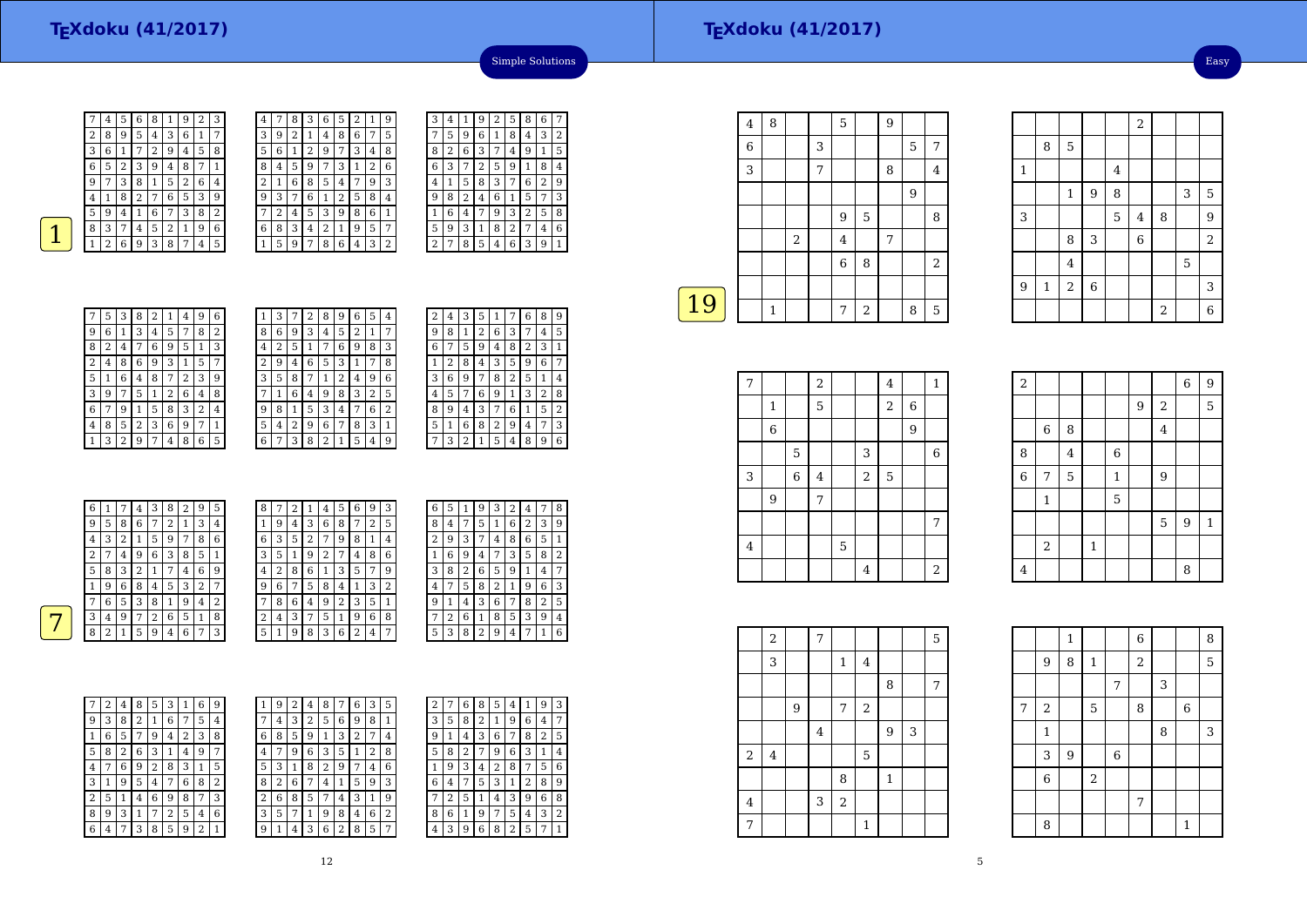Simple Solutions

**1**

| | | | | | | | | |
|---|---|---|---|---|---|---|---|---|
| 7 | 4 | 5 | 6 | 8 | 1 | 9 | 2 | 3 |
| 2 | 8 | 9 | 5 | 4 | 3 | 6 | 1 | 7 |
| 3 | 6 | 1 | 7 | 2 | 9 | 4 | 5 | 8 |
| 6 | 5 | 2 | 3 | 9 | 4 | 8 | 7 | 1 |
| 9 | 7 | 3 | 8 | 1 | 5 | 2 | 6 | 4 |
| 4 | 1 | 8 | 2 | 7 | 6 | 5 | 3 | 9 |
| 5 | 9 | 4 | 1 | 6 | 7 | 3 | 8 | 2 |
| 8 | 3 | 7 | 4 | 5 | 2 | 1 | 9 | 6 |
| 1 | 2 | 6 | 9 | 3 | 8 | 7 | 4 | 5 |

| | | | | | | | | |
|---|---|---|---|---|---|---|---|---|
| 4 | 7 | 8 | 3 | 6 | 5 | 2 | 1 | 9 |
| 3 | 9 | 2 | 1 | 4 | 8 | 6 | 7 | 5 |
| 5 | 6 | 1 | 2 | 9 | 7 | 3 | 4 | 8 |
| 8 | 4 | 5 | 9 | 7 | 3 | 1 | 2 | 6 |
| 2 | 1 | 6 | 8 | 5 | 4 | 7 | 9 | 3 |
| 9 | 3 | 7 | 6 | 1 | 2 | 5 | 8 | 4 |
| 7 | 2 | 4 | 5 | 3 | 9 | 8 | 6 | 1 |
| 6 | 8 | 3 | 4 | 2 | 1 | 9 | 5 | 7 |
| 1 | 5 | 9 | 7 | 8 | 6 | 4 | 3 | 2 |

| | | | | | | | | |
|---|---|---|---|---|---|---|---|---|
| 3 | 4 | 1 | 9 | 2 | 5 | 8 | 6 | 7 |
| 7 | 5 | 9 | 6 | 1 | 8 | 4 | 3 | 2 |
| 8 | 2 | 6 | 3 | 7 | 4 | 9 | 1 | 5 |
| 6 | 3 | 7 | 2 | 5 | 9 | 1 | 8 | 4 |
| 4 | 1 | 5 | 8 | 3 | 7 | 6 | 2 | 9 |
| 9 | 8 | 2 | 4 | 6 | 1 | 5 | 7 | 3 |
| 1 | 6 | 4 | 7 | 9 | 3 | 2 | 5 | 8 |
| 5 | 9 | 3 | 1 | 8 | 2 | 7 | 4 | 6 |
| 2 | 7 | 8 | 5 | 4 | 6 | 3 | 9 | 1 |

| | | | | | | | | |
|---|---|---|---|---|---|---|---|---|
| 7 | 5 | 3 | 8 | 2 | 1 | 4 | 9 | 6 |
| 9 | 6 | 1 | 3 | 4 | 5 | 7 | 8 | 2 |
| 8 | 2 | 4 | 7 | 6 | 9 | 5 | 1 | 3 |
| 2 | 4 | 8 | 6 | 9 | 3 | 1 | 5 | 7 |
| 5 | 1 | 6 | 4 | 8 | 7 | 2 | 3 | 9 |
| 3 | 9 | 7 | 5 | 1 | 2 | 6 | 4 | 8 |
| 6 | 7 | 9 | 1 | 5 | 8 | 3 | 2 | 4 |
| 4 | 8 | 5 | 2 | 3 | 6 | 9 | 7 | 1 |
| 1 | 3 | 2 | 9 | 7 | 4 | 8 | 6 | 5 |

| | | | | | | | | |
|---|---|---|---|---|---|---|---|---|
| 1 | 3 | 7 | 2 | 8 | 9 | 6 | 5 | 4 |
| 8 | 6 | 9 | 3 | 4 | 5 | 2 | 1 | 7 |
| 4 | 2 | 5 | 1 | 7 | 6 | 9 | 8 | 3 |
| 2 | 9 | 4 | 6 | 5 | 3 | 1 | 7 | 8 |
| 3 | 5 | 8 | 7 | 1 | 2 | 4 | 9 | 6 |
| 7 | 1 | 6 | 4 | 9 | 8 | 3 | 2 | 5 |
| 9 | 8 | 1 | 5 | 3 | 4 | 7 | 6 | 2 |
| 5 | 4 | 2 | 9 | 6 | 7 | 8 | 3 | 1 |
| 6 | 7 | 3 | 8 | 2 | 1 | 5 | 4 | 9 |

| | | | | | | | | |
|---|---|---|---|---|---|---|---|---|
| 2 | 4 | 3 | 5 | 1 | 7 | 6 | 8 | 9 |
| 9 | 8 | 1 | 2 | 6 | 3 | 7 | 4 | 5 |
| 6 | 7 | 5 | 9 | 4 | 8 | 2 | 3 | 1 |
| 1 | 2 | 8 | 4 | 3 | 5 | 9 | 6 | 7 |
| 3 | 6 | 9 | 7 | 8 | 2 | 5 | 1 | 4 |
| 4 | 5 | 7 | 6 | 9 | 1 | 3 | 2 | 8 |
| 8 | 9 | 4 | 3 | 7 | 6 | 1 | 5 | 2 |
| 5 | 1 | 6 | 8 | 2 | 9 | 4 | 7 | 3 |
| 7 | 3 | 2 | 1 | 5 | 4 | 8 | 9 | 6 |

**7**

| | | | | | | | | |
|---|---|---|---|---|---|---|---|---|
| 6 | 1 | 7 | 4 | 3 | 8 | 2 | 9 | 5 |
| 9 | 5 | 8 | 6 | 7 | 2 | 1 | 3 | 4 |
| 4 | 3 | 2 | 1 | 5 | 9 | 7 | 8 | 6 |
| 2 | 7 | 4 | 9 | 6 | 3 | 8 | 5 | 1 |
| 5 | 8 | 3 | 2 | 1 | 7 | 4 | 6 | 9 |
| 1 | 9 | 6 | 8 | 4 | 5 | 3 | 2 | 7 |
| 7 | 6 | 5 | 3 | 8 | 1 | 9 | 4 | 2 |
| 3 | 4 | 9 | 7 | 2 | 6 | 5 | 1 | 8 |
| 8 | 2 | 1 | 5 | 9 | 4 | 6 | 7 | 3 |

| | | | | | | | | |
|---|---|---|---|---|---|---|---|---|
| 8 | 7 | 2 | 1 | 4 | 5 | 6 | 9 | 3 |
| 1 | 9 | 4 | 3 | 6 | 8 | 7 | 2 | 5 |
| 6 | 3 | 5 | 2 | 7 | 9 | 8 | 1 | 4 |
| 3 | 5 | 1 | 9 | 2 | 7 | 4 | 8 | 6 |
| 4 | 2 | 8 | 6 | 1 | 3 | 5 | 7 | 9 |
| 9 | 6 | 7 | 5 | 8 | 4 | 1 | 3 | 2 |
| 7 | 8 | 6 | 4 | 9 | 2 | 3 | 5 | 1 |
| 2 | 4 | 3 | 7 | 5 | 1 | 9 | 6 | 8 |
| 5 | 1 | 9 | 8 | 3 | 6 | 2 | 4 | 7 |

| | | | | | | | | |
|---|---|---|---|---|---|---|---|---|
| 6 | 5 | 1 | 9 | 3 | 2 | 4 | 7 | 8 |
| 8 | 4 | 7 | 5 | 1 | 6 | 2 | 3 | 9 |
| 2 | 9 | 3 | 7 | 4 | 8 | 6 | 5 | 1 |
| 1 | 6 | 9 | 4 | 7 | 3 | 5 | 8 | 2 |
| 3 | 8 | 2 | 6 | 5 | 9 | 1 | 4 | 7 |
| 4 | 7 | 5 | 8 | 2 | 1 | 9 | 6 | 3 |
| 9 | 1 | 4 | 3 | 6 | 7 | 8 | 2 | 5 |
| 7 | 2 | 6 | 1 | 8 | 5 | 3 | 9 | 4 |
| 5 | 3 | 8 | 2 | 9 | 4 | 7 | 1 | 6 |

| | | | | | | | | |
|---|---|---|---|---|---|---|---|---|
| 7 | 2 | 4 | 8 | 5 | 3 | 1 | 6 | 9 |
| 9 | 3 | 8 | 2 | 1 | 6 | 7 | 5 | 4 |
| 1 | 6 | 5 | 7 | 9 | 4 | 2 | 3 | 8 |
| 5 | 8 | 2 | 6 | 3 | 1 | 4 | 9 | 7 |
| 4 | 7 | 6 | 9 | 2 | 8 | 3 | 1 | 5 |
| 3 | 1 | 9 | 5 | 4 | 7 | 6 | 8 | 2 |
| 2 | 5 | 1 | 4 | 6 | 9 | 8 | 7 | 3 |
| 8 | 9 | 3 | 1 | 7 | 2 | 5 | 4 | 6 |
| 6 | 4 | 7 | 3 | 8 | 5 | 9 | 2 | 1 |

| | | | | | | | | |
|---|---|---|---|---|---|---|---|---|
| 1 | 9 | 2 | 4 | 8 | 7 | 6 | 3 | 5 |
| 7 | 4 | 3 | 2 | 5 | 6 | 9 | 8 | 1 |
| 6 | 8 | 5 | 9 | 1 | 3 | 2 | 7 | 4 |
| 4 | 7 | 9 | 6 | 3 | 5 | 1 | 2 | 8 |
| 5 | 3 | 1 | 8 | 2 | 9 | 7 | 4 | 6 |
| 8 | 2 | 6 | 7 | 4 | 1 | 5 | 9 | 3 |
| 2 | 6 | 8 | 5 | 7 | 4 | 3 | 1 | 9 |
| 3 | 5 | 7 | 1 | 9 | 8 | 4 | 6 | 2 |
| 9 | 1 | 4 | 3 | 6 | 2 | 8 | 5 | 7 |

| | | | | | | | | |
|---|---|---|---|---|---|---|---|---|
| 2 | 7 | 6 | 8 | 5 | 4 | 1 | 9 | 3 |
| 3 | 5 | 8 | 2 | 1 | 9 | 6 | 4 | 7 |
| 9 | 1 | 4 | 3 | 6 | 7 | 8 | 2 | 5 |
| 5 | 8 | 2 | 7 | 9 | 6 | 3 | 1 | 4 |
| 1 | 9 | 3 | 4 | 2 | 8 | 7 | 5 | 6 |
| 6 | 4 | 7 | 5 | 3 | 1 | 2 | 8 | 9 |
| 7 | 2 | 5 | 1 | 4 | 3 | 9 | 6 | 8 |
| 8 | 6 | 1 | 9 | 7 | 5 | 4 | 3 | 2 |
| 4 | 3 | 9 | 6 | 8 | 2 | 5 | 7 | 1 |

Easy

**19**

| | | | | | | | | |
|---|---|---|---|---|---|---|---|---|
| 4 | 8 | | | 5 | | 9 | | |
| 6 | | | 3 | | | | 5 | 7 |
| 3 | | | 7 | | | 8 | | 4 |
| | | | | | | | 9 | |
| | | | | 9 | 5 | | | 8 |
| | | 2 | | 4 | | 7 | | |
| | | | | 6 | 8 | | | 2 |
| | | | | | | | | |
| | 1 | | | 7 | 2 | | 8 | 5 |

| | | | | | | | | |
|---|---|---|---|---|---|---|---|---|
| | | | | | 2 | | | |
| | 8 | 5 | | | | | | |
| 1 | | | | 4 | | | | |
| | | 1 | 9 | 8 | | | 3 | 5 |
| 3 | | | | 5 | 4 | 8 | | 9 |
| | | 8 | 3 | | 6 | | | 2 |
| | | 4 | | | | | 5 | |
| 9 | 1 | 2 | 6 | | | | | 3 |
| | | | | | | 2 | | 6 |

| | | | | | | | | |
|---|---|---|---|---|---|---|---|---|
| 7 | | | 2 | | | 4 | | 1 |
| | 1 | | 5 | | | 2 | 6 | |
| | 6 | | | | | | 9 | |
| | | 5 | | | 3 | | | 6 |
| 3 | | 6 | 4 | | 2 | 5 | | |
| | 9 | | 7 | | | | | |
| | | | | | | | | 7 |
| 4 | | | | 5 | | | | |
| | | | | | 4 | | | 2 |

| | | | | | | | | |
|---|---|---|---|---|---|---|---|---|
| 2 | | | | | | | 6 | 9 |
| | | | | | 9 | 2 | | 5 |
| | 6 | 8 | | | | 4 | | |
| 8 | | 4 | | 6 | | | | |
| 6 | 7 | 5 | | 1 | | 9 | | |
| | 1 | | | 5 | | | | |
| | | | | | | 5 | 9 | 1 |
| | 2 | | | 1 | | | | |
| 4 | | | | | | | 8 | |

| | | | | | | | | |
|---|---|---|---|---|---|---|---|---|
| | 2 | | 7 | | | | | 5 |
| | 3 | | | 1 | 4 | | | |
| | | | | | | 8 | | 7 |
| | | 9 | | 7 | 2 | | | |
| | | | 4 | | | 9 | 3 | |
| 2 | 4 | | | | 5 | | | |
| | | | | 8 | | 1 | | |
| 4 | | | 3 | 2 | | | | |
| 7 | | | | | 1 | | | |

| | | | | | | | | |
|---|---|---|---|---|---|---|---|---|
| | | 1 | | | 6 | | | 8 |
| | 9 | 8 | 1 | | 2 | | | 5 |
| | | | | 7 | | 3 | | |
| 7 | 2 | | 5 | | 8 | | 6 | |
| | 1 | | | | | 8 | | 3 |
| | 3 | 9 | | 6 | | | | |
| | 6 | | 2 | | | | | |
| | | | | | 7 | | | |
| | 8 | | | | | | 1 | |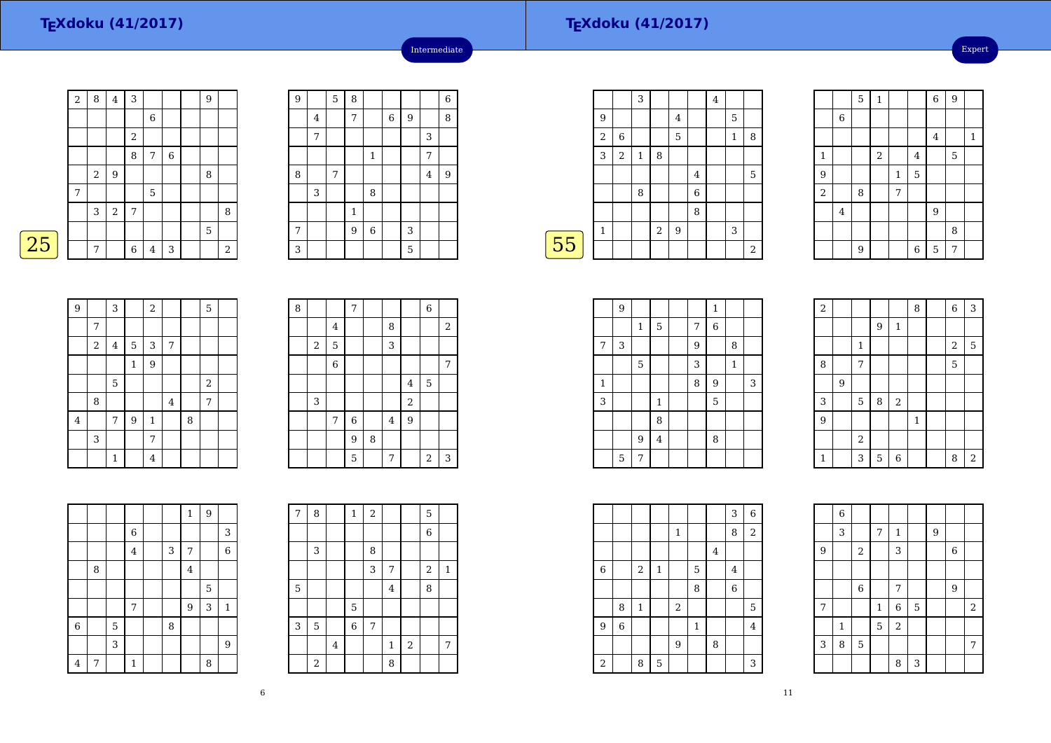# TEXdoku (41/2017)

**Intermediate**

**25**

| 2 | 8 | 4 | 3 |  |  |  | 9 |  |
|---|---|---|---|---|---|---|---|---|
|  |  |  |  | 6 |  |  |  |  |
|  |  |  | 2 |  |  |  |  |  |
|  |  |  | 8 | 7 | 6 |  |  |  |
|  | 2 | 9 |  |  |  |  | 8 |  |
| 7 |  |  |  | 5 |  |  |  |  |
|  | 3 | 2 | 7 |  |  |  |  | 8 |
|  |  |  |  |  |  |  | 5 |  |
|  | 7 |  | 6 | 4 | 3 |  |  | 2 |

| 9 |  | 5 | 8 |  |  |  |  | 6 |
|---|---|---|---|---|---|---|---|---|
|  | 4 |  | 7 |  | 6 | 9 |  | 8 |
|  | 7 |  |  |  |  |  | 3 |  |
|  |  |  |  | 1 |  |  | 7 |  |
| 8 |  | 7 |  |  |  |  | 4 | 9 |
|  | 3 |  |  | 8 |  |  |  |  |
|  |  |  | 1 |  |  |  |  |  |
| 7 |  |  | 9 | 6 |  | 3 |  |  |
| 3 |  |  |  |  |  | 5 |  |  |

| 9 |  | 3 |  | 2 |  |  | 5 |  |
|---|---|---|---|---|---|---|---|---|
|  | 7 |  |  |  |  |  |  |  |
|  | 2 | 4 | 5 | 3 | 7 |  |  |  |
|  |  |  | 1 | 9 |  |  |  |  |
|  |  | 5 |  |  |  |  | 2 |  |
|  | 8 |  |  |  | 4 |  | 7 |  |
| 4 |  | 7 | 9 | 1 |  | 8 |  |  |
|  | 3 |  |  | 7 |  |  |  |  |
|  |  | 1 |  | 4 |  |  |  |  |

| 8 |  |  | 7 |  |  |  | 6 |  |
|---|---|---|---|---|---|---|---|---|
|  |  | 4 |  |  | 8 |  |  | 2 |
|  | 2 | 5 |  |  | 3 |  |  |  |
|  |  | 6 |  |  |  |  |  | 7 |
|  |  |  |  |  |  | 4 | 5 |  |
|  | 3 |  |  |  |  | 2 |  |  |
|  |  | 7 | 6 |  | 4 | 9 |  |  |
|  |  |  | 9 | 8 |  |  |  |  |
|  |  |  | 5 |  | 7 |  | 2 | 3 |

|  |  |  |  |  |  | 1 | 9 |  |
|---|---|---|---|---|---|---|---|---|
|  |  |  | 6 |  |  |  |  | 3 |
|  |  |  | 4 |  | 3 | 7 |  | 6 |
|  | 8 |  |  |  |  | 4 |  |  |
|  |  |  |  |  |  |  | 5 |  |
|  |  |  | 7 |  |  | 9 | 3 | 1 |
| 6 |  | 5 |  |  | 8 |  |  |  |
|  |  | 3 |  |  |  |  |  | 9 |
| 4 | 7 |  | 1 |  |  |  | 8 |  |

| 7 | 8 |  | 1 | 2 |  |  | 5 |  |
|---|---|---|---|---|---|---|---|---|
|  |  |  |  |  |  |  | 6 |  |
|  | 3 |  |  | 8 |  |  |  |  |
|  |  |  |  | 3 | 7 |  | 2 | 1 |
| 5 |  |  |  |  | 4 |  | 8 |  |
|  |  |  | 5 |  |  |  |  |  |
| 3 | 5 |  | 6 | 7 |  |  |  |  |
|  |  | 4 |  |  | 1 | 2 |  | 7 |
|  | 2 |  |  |  | 8 |  |  |  |

# TEXdoku (41/2017)

**Expert**

**55**

|  |  | 3 |  |  |  | 4 |  |  |
|---|---|---|---|---|---|---|---|---|
| 9 |  |  |  | 4 |  |  | 5 |  |
| 2 | 6 |  |  | 5 |  |  | 1 | 8 |
| 3 | 2 | 1 | 8 |  |  |  |  |  |
|  |  |  |  |  | 4 |  |  | 5 |
|  |  | 8 |  |  | 6 |  |  |  |
|  |  |  |  |  | 8 |  |  |  |
| 1 |  |  | 2 | 9 |  |  | 3 |  |
|  |  |  |  |  |  |  |  | 2 |

|  |  | 5 | 1 |  |  | 6 | 9 |  |
|---|---|---|---|---|---|---|---|---|
|  | 6 |  |  |  |  |  |  |  |
|  |  |  |  |  |  | 4 |  | 1 |
| 1 |  |  | 2 |  | 4 |  | 5 |  |
| 9 |  |  |  | 1 | 5 |  |  |  |
| 2 |  | 8 |  | 7 |  |  |  |  |
|  | 4 |  |  |  |  | 9 |  |  |
|  |  |  |  |  |  |  | 8 |  |
|  |  | 9 |  |  | 6 | 5 | 7 |  |

|  | 9 |  |  |  |  | 1 |  |  |
|---|---|---|---|---|---|---|---|---|
|  |  | 1 | 5 |  | 7 | 6 |  |  |
| 7 | 3 |  |  |  | 9 |  | 8 |  |
|  |  | 5 |  |  | 3 |  | 1 |  |
| 1 |  |  |  |  | 8 | 9 |  | 3 |
| 3 |  |  | 1 |  |  | 5 |  |  |
|  |  |  | 8 |  |  |  |  |  |
|  |  | 9 | 4 |  |  | 8 |  |  |
|  | 5 | 7 |  |  |  |  |  |  |

| 2 |  |  |  |  | 8 |  | 6 | 3 |
|---|---|---|---|---|---|---|---|---|
|  |  |  | 9 | 1 |  |  |  |  |
|  |  | 1 |  |  |  |  | 2 | 5 |
| 8 |  | 7 |  |  |  |  | 5 |  |
|  | 9 |  |  |  |  |  |  |  |
| 3 |  | 5 | 8 | 2 |  |  |  |  |
| 9 |  |  |  |  | 1 |  |  |  |
|  |  | 2 |  |  |  |  |  |  |
| 1 |  | 3 | 5 | 6 |  |  | 8 | 2 |

|  |  |  |  |  |  |  | 3 | 6 |
|---|---|---|---|---|---|---|---|---|
|  |  |  |  | 1 |  |  | 8 | 2 |
|  |  |  |  |  |  | 4 |  |  |
| 6 |  | 2 | 1 |  | 5 |  | 4 |  |
|  |  |  |  |  | 8 |  | 6 |  |
|  | 8 | 1 |  | 2 |  |  |  | 5 |
| 9 | 6 |  |  |  | 1 |  |  | 4 |
|  |  |  |  | 9 |  | 8 |  |  |
| 2 |  | 8 | 5 |  |  |  |  | 3 |

|  | 6 |  |  |  |  |  |  |  |
|---|---|---|---|---|---|---|---|---|
|  | 3 |  | 7 | 1 |  | 9 |  |  |
| 9 |  | 2 |  | 3 |  |  | 6 |  |
|  |  |  |  |  |  |  |  |  |
|  |  | 6 |  | 7 |  |  | 9 |  |
| 7 |  |  | 1 | 6 | 5 |  |  | 2 |
|  | 1 |  | 5 | 2 |  |  |  |  |
| 3 | 8 | 5 |  |  |  |  |  | 7 |
|  |  |  |  | 8 | 3 |  |  |  |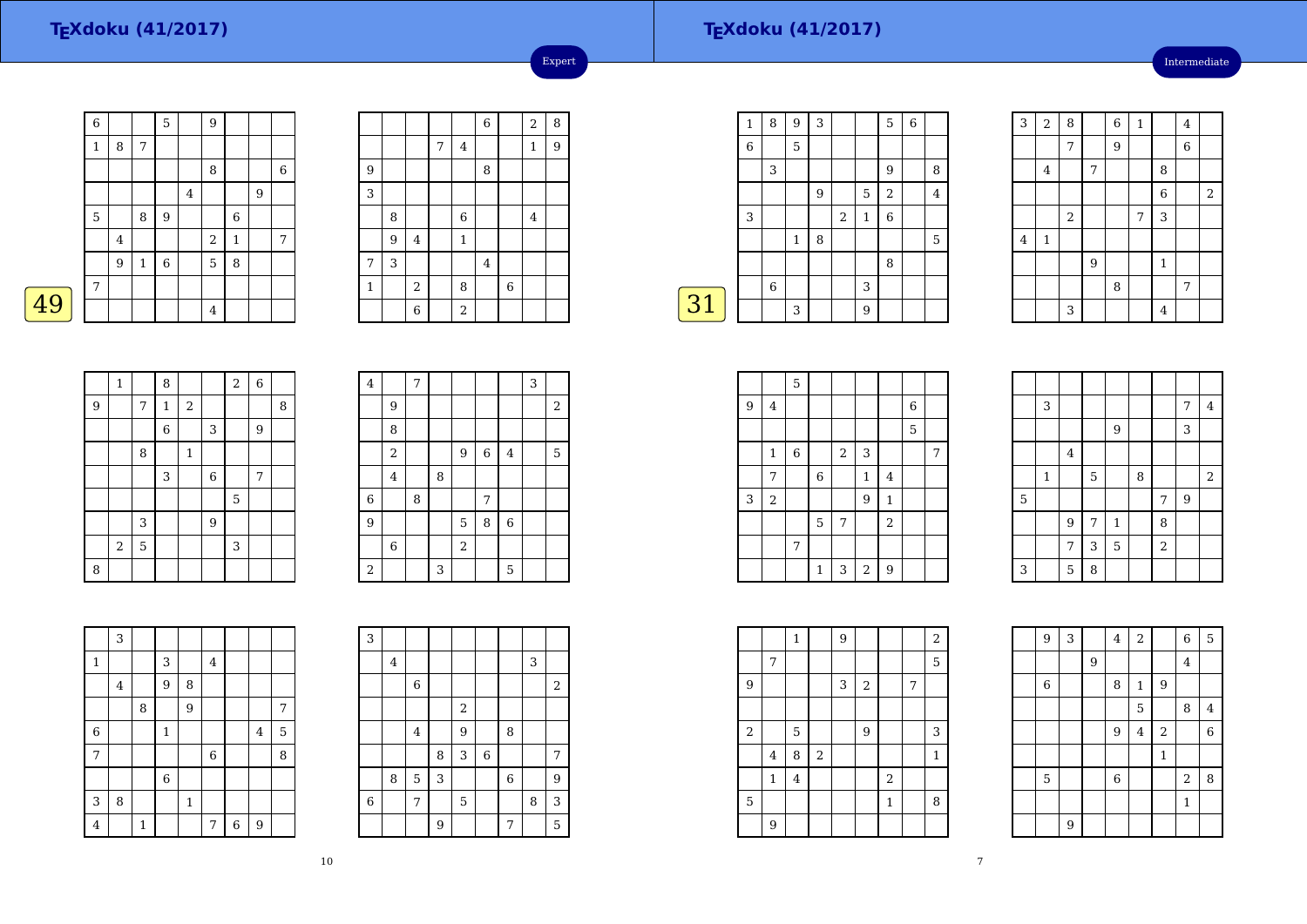# TEXdoku (41/2017)

Expert

49

| | | | | | | | | |
|---|---|---|---|---|---|---|---|---|
| 6 | | | 5 | | 9 | | | |
| 1 | 8 | 7 | | | | | | |
| | | | | | 8 | | | 6 |
| | | | | 4 | | | 9 | |
| 5 | | 8 | 9 | | | 6 | | |
| | 4 | | | | 2 | 1 | | 7 |
| | 9 | 1 | 6 | | 5 | 8 | | |
| 7 | | | | | | | | |
| | | | | | 4 | | | |

| | | | | | | | | |
|---|---|---|---|---|---|---|---|---|
| | | | | | 6 | | 2 | 8 |
| | | | 7 | 4 | | | 1 | 9 |
| 9 | | | | | 8 | | | |
| 3 | | | | | | | | |
| | 8 | | | 6 | | | 4 | |
| | 9 | 4 | | 1 | | | | |
| 7 | 3 | | | | 4 | | | |
| 1 | | 2 | | 8 | | 6 | | |
| | | 6 | | 2 | | | | |

| | | | | | | | | |
|---|---|---|---|---|---|---|---|---|
| | 1 | | 8 | | | 2 | 6 | |
| 9 | | 7 | 1 | 2 | | | | 8 |
| | | | 6 | | 3 | | 9 | |
| | | 8 | | 1 | | | | |
| | | | 3 | | 6 | | 7 | |
| | | | | | | 5 | | |
| | | 3 | | | 9 | | | |
| | 2 | 5 | | | | 3 | | |
| 8 | | | | | | | | |

| | | | | | | | | |
|---|---|---|---|---|---|---|---|---|
| 4 | | 7 | | | | | 3 | |
| | 9 | | | | | | | 2 |
| | 8 | | | | | | | |
| | 2 | | | 9 | 6 | 4 | | 5 |
| | 4 | | 8 | | | | | |
| 6 | | 8 | | | 7 | | | |
| 9 | | | | 5 | 8 | 6 | | |
| | 6 | | | 2 | | | | |
| 2 | | | 3 | | | 5 | | |

| | | | | | | | | |
|---|---|---|---|---|---|---|---|---|
| | 3 | | | | | | | |
| 1 | | | 3 | | 4 | | | |
| | 4 | | 9 | 8 | | | | |
| | | 8 | | 9 | | | | 7 |
| 6 | | | 1 | | | | 4 | 5 |
| 7 | | | | | 6 | | | 8 |
| | | | 6 | | | | | |
| 3 | 8 | | | 1 | | | | |
| 4 | | 1 | | | 7 | 6 | 9 | |

| | | | | | | | | |
|---|---|---|---|---|---|---|---|---|
| 3 | | | | | | | | |
| | 4 | | | | | | 3 | |
| | | 6 | | | | | | 2 |
| | | | | 2 | | | | |
| | | 4 | | 9 | | 8 | | |
| | | | 8 | 3 | 6 | | | 7 |
| | 8 | 5 | 3 | | | 6 | | 9 |
| 6 | | 7 | | 5 | | | 8 | 3 |
| | | | 9 | | | 7 | | 5 |

# TEXdoku (41/2017)

Intermediate

31

| | | | | | | | | |
|---|---|---|---|---|---|---|---|---|
| 1 | 8 | 9 | 3 | | | 5 | 6 | |
| 6 | | 5 | | | | | | |
| | 3 | | | | | 9 | | 8 |
| | | | 9 | | 5 | 2 | | 4 |
| 3 | | | | 2 | 1 | 6 | | |
| | | 1 | 8 | | | | | 5 |
| | | | | | | 8 | | |
| | 6 | | | | 3 | | | |
| | | 3 | | | 9 | | | |

| | | | | | | | | |
|---|---|---|---|---|---|---|---|---|
| 3 | 2 | 8 | | 6 | 1 | | 4 | |
| | | 7 | | 9 | | | 6 | |
| | 4 | | 7 | | | 8 | | |
| | | | | | | 6 | | 2 |
| | | 2 | | | 7 | 3 | | |
| 4 | 1 | | | | | | | |
| | | | 9 | | | 1 | | |
| | | | | 8 | | | 7 | |
| | | 3 | | | | 4 | | |

| | | | | | | | | |
|---|---|---|---|---|---|---|---|---|
| | | 5 | | | | | | |
| 9 | 4 | | | | | | 6 | |
| | | | | | | | 5 | |
| | 1 | 6 | | 2 | 3 | | | 7 |
| | 7 | | 6 | | 1 | 4 | | |
| 3 | 2 | | | | 9 | 1 | | |
| | | | 5 | 7 | | 2 | | |
| | | 7 | | | | | | |
| | | | 1 | 3 | 2 | 9 | | |

| | | | | | | | | |
|---|---|---|---|---|---|---|---|---|
| | | | | | | | | |
| | 3 | | | | | | 7 | 4 |
| | | | | 9 | | | 3 | |
| | | 4 | | | | | | |
| | 1 | | 5 | | 8 | | | 2 |
| 5 | | | | | | 7 | 9 | |
| | | 9 | 7 | 1 | | 8 | | |
| | | 7 | 3 | 5 | | 2 | | |
| 3 | | 5 | 8 | | | | | |

| | | | | | | | | |
|---|---|---|---|---|---|---|---|---|
| | | 1 | | 9 | | | | 2 |
| | 7 | | | | | | | 5 |
| 9 | | | | 3 | 2 | | 7 | |
| | | | | | | | | |
| 2 | | 5 | | | 9 | | | 3 |
| | 4 | 8 | 2 | | | | | 1 |
| | 1 | 4 | | | | 2 | | |
| 5 | | | | | | 1 | | 8 |
| | 9 | | | | | | | |

| | | | | | | | | |
|---|---|---|---|---|---|---|---|---|
| | 9 | 3 | | 4 | 2 | | 6 | 5 |
| | | | 9 | | | | 4 | |
| | 6 | | | 8 | 1 | 9 | | |
| | | | | | 5 | | 8 | 4 |
| | | | | 9 | 4 | 2 | | 6 |
| | | | | | | 1 | | |
| | 5 | | | 6 | | | 2 | 8 |
| | | | | | | | 1 | |
| | | 9 | | | | | | |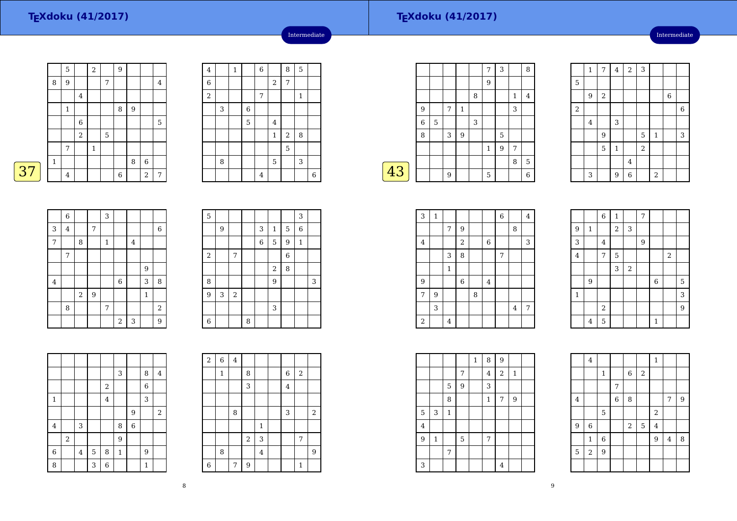# TEXdoku (41/2017)

Intermediate

37

| | | | | | | | | |
|---|---|---|---|---|---|---|---|---|
| | 5 | | 2 | | 9 | | | |
| 8 | 9 | | | 7 | | | | 4 |
| | | 4 | | | | | | |
| | 1 | | | | 8 | 9 | | |
| | | 6 | | | | | | 5 |
| | | 2 | | 5 | | | | |
| | 7 | | 1 | | | | | |
| 1 | | | | | | 8 | 6 | |
| | 4 | | | | 6 | | 2 | 7 |

| | | | | | | | | |
|---|---|---|---|---|---|---|---|---|
| 4 | | 1 | | 6 | | 8 | 5 | |
| 6 | | | | | 2 | 7 | | |
| 2 | | | | 7 | | | 1 | |
| | 3 | | 6 | | | | | |
| | | | 5 | | 4 | | | |
| | | | | | 1 | 2 | 8 | |
| | | | | | | 5 | | |
| | 8 | | | | 5 | | 3 | |
| | | | | 4 | | | | 6 |

| | | | | | | | | |
|---|---|---|---|---|---|---|---|---|
| | 6 | | | 3 | | | | |
| 3 | 4 | | 7 | | | | | 6 |
| 7 | | 8 | | 1 | | 4 | | |
| | 7 | | | | | | | |
| | | | | | | | 9 | |
| 4 | | | | | 6 | | 3 | 8 |
| | | 2 | 9 | | | | 1 | |
| | 8 | | | 7 | | | | 2 |
| | | | | | 2 | 3 | | 9 |

| | | | | | | | | |
|---|---|---|---|---|---|---|---|---|
| 5 | | | | | | | 3 | |
| | 9 | | | 3 | 1 | 5 | 6 | |
| | | | | 6 | 5 | 9 | 1 | |
| 2 | | 7 | | | | 6 | | |
| | | | | | 2 | 8 | | |
| 8 | | | | | 9 | | | 3 |
| 9 | 3 | 2 | | | | | | |
| | | | | | 3 | | | |
| 6 | | | 8 | | | | | |

| | | | | | | | | |
|---|---|---|---|---|---|---|---|---|
| | | | | | | | | |
| | | | | | 3 | | 8 | 4 |
| | | | | 2 | | | 6 | |
| 1 | | | | 4 | | | 3 | |
| | | | | | | 9 | | 2 |
| 4 | | 3 | | | 8 | 6 | | |
| | 2 | | | | 9 | | | |
| 6 | | 4 | 5 | 8 | 1 | | 9 | |
| 8 | | | 3 | 6 | | | 1 | |

| | | | | | | | | |
|---|---|---|---|---|---|---|---|---|
| 2 | 6 | 4 | | | | | | |
| | 1 | | 8 | | | 6 | 2 | |
| | | | 3 | | | 4 | | |
| | | | | | | | | |
| | | 8 | | | | 3 | | 2 |
| | | | | 1 | | | | |
| | | | 2 | 3 | | | 7 | |
| | 8 | | | 4 | | | | 9 |
| 6 | | 7 | 9 | | | | 1 | |

43

| | | | | | | | | |
|---|---|---|---|---|---|---|---|---|
| | | | | | 7 | 3 | | 8 |
| | | | | | 9 | | | |
| | | | | 8 | | | 1 | 4 |
| 9 | | 7 | 1 | | | | 3 | |
| 6 | 5 | | | 3 | | | | |
| 8 | | 3 | 9 | | | 5 | | |
| | | | | | 1 | 9 | 7 | |
| | | | | | | | 8 | 5 |
| | | 9 | | | 5 | | | 6 |

| | | | | | | | | |
|---|---|---|---|---|---|---|---|---|
| | 1 | 7 | 4 | 2 | 3 | | | |
| 5 | | | | | | | | |
| | 9 | 2 | | | | | 6 | |
| 2 | | | | | | | | 6 |
| | 4 | | 3 | | | | | |
| | | 9 | | | 5 | 1 | | 3 |
| | | 5 | 1 | | 2 | | | |
| | | | | 4 | | | | |
| | 3 | | 9 | 6 | | 2 | | |

| | | | | | | | | |
|---|---|---|---|---|---|---|---|---|
| 3 | 1 | | | | | 6 | | 4 |
| | | 7 | 9 | | | | 8 | |
| 4 | | | 2 | | 6 | | | 3 |
| | | 3 | 8 | | | 7 | | |
| | | 1 | | | | | | |
| 9 | | | 6 | | 4 | | | |
| 7 | 9 | | | 8 | | | | |
| | 3 | | | | | | 4 | 7 |
| 2 | | 4 | | | | | | |

| | | | | | | | | |
|---|---|---|---|---|---|---|---|---|
| | | 6 | 1 | | 7 | | | |
| 9 | 1 | | 2 | 3 | | | | |
| 3 | | 4 | | | 9 | | | |
| 4 | | 7 | 5 | | | | 2 | |
| | | | 3 | 2 | | | | |
| | 9 | | | | | 6 | | 5 |
| 1 | | | | | | | | 3 |
| | | 2 | | | | | | 9 |
| | 4 | 5 | | | | 1 | | |

| | | | | | | | | |
|---|---|---|---|---|---|---|---|---|
| | | | | 1 | 8 | 9 | | |
| | | | 7 | | 4 | 2 | 1 | |
| | | 5 | 9 | | 3 | | | |
| | | 8 | | | 1 | 7 | 9 | |
| 5 | 3 | 1 | | | | | | |
| 4 | | | | | | | | |
| 9 | 1 | | 5 | | 7 | | | |
| | | 7 | | | | | | |
| 3 | | | | | | 4 | | |

| | | | | | | | | |
|---|---|---|---|---|---|---|---|---|
| | 4 | | | | | 1 | | |
| | | 1 | | 6 | 2 | | | |
| | | | 7 | | | | | |
| 4 | | | 6 | 8 | | | 7 | 9 |
| | | 5 | | | | 2 | | |
| 9 | 6 | | | 2 | 5 | 4 | | |
| | 1 | 6 | | | | 9 | 4 | 8 |
| 5 | 2 | 9 | | | | | | |
| | | | | | | | | |